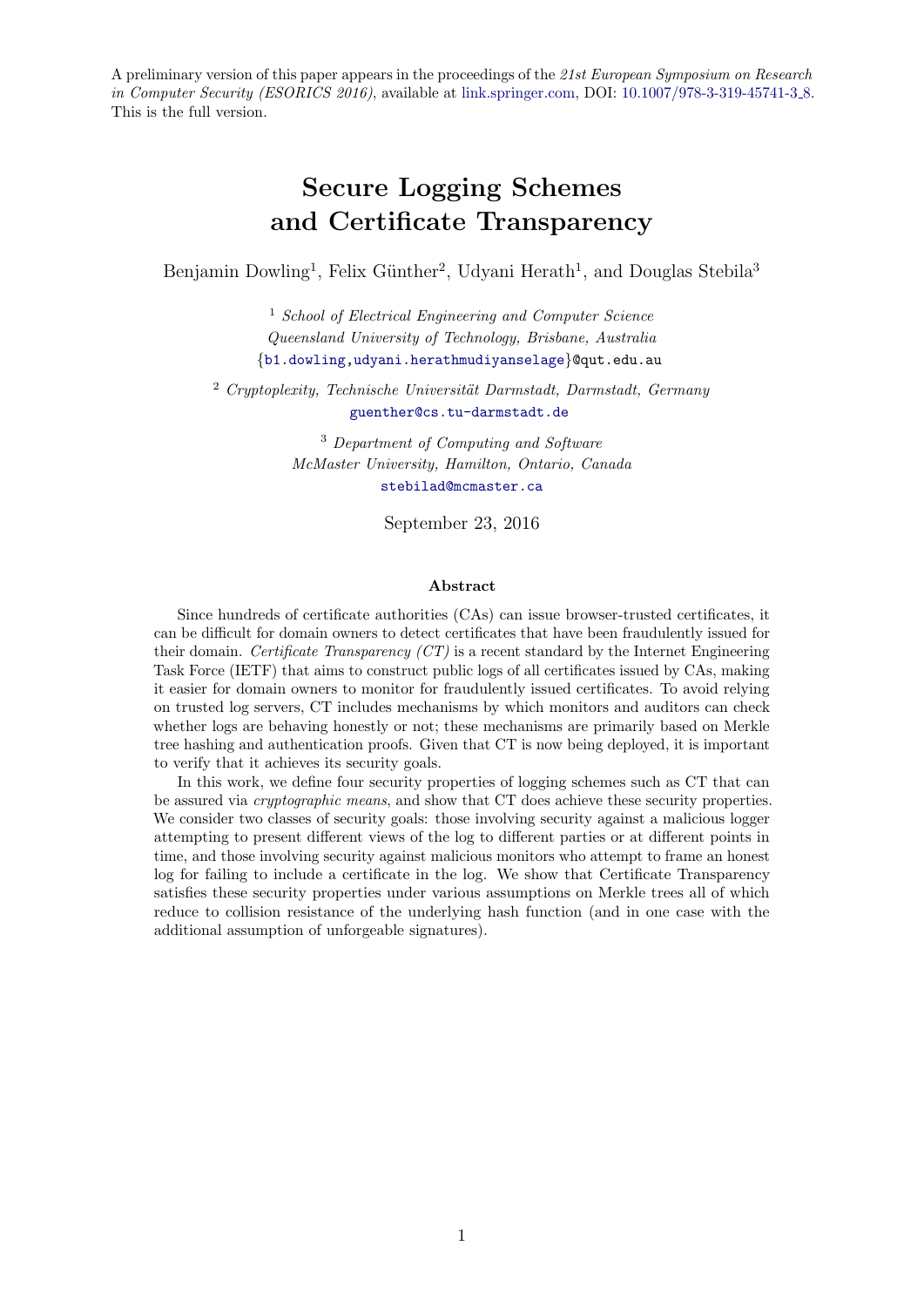A preliminary version of this paper appears in the proceedings of the *21st European Symposium on Research in Computer Security (ESORICS 2016)*, available at link.springer.com, DOI: 10.1007/978-3-319-45741-3_8. This is the full version.

# Secure Logging Schemes and Certificate Transparency

Benjamin Dowling[1], Felix Günther[2], Udyani Herath[1], and Douglas Stebila[3]

[1] *School of Electrical Engineering and Computer Science*
*Queensland University of Technology, Brisbane, Australia*
{b1.dowling,udyani.herathmudiyanselage}@qut.edu.au

[2] *Cryptoplexity, Technische Universität Darmstadt, Darmstadt, Germany*
guenther@cs.tu-darmstadt.de

[3] *Department of Computing and Software*
*McMaster University, Hamilton, Ontario, Canada*
stebilad@mcmaster.ca

September 23, 2016

### Abstract

Since hundreds of certificate authorities (CAs) can issue browser-trusted certificates, it can be difficult for domain owners to detect certificates that have been fraudulently issued for their domain. *Certificate Transparency (CT)* is a recent standard by the Internet Engineering Task Force (IETF) that aims to construct public logs of all certificates issued by CAs, making it easier for domain owners to monitor for fraudulently issued certificates. To avoid relying on trusted log servers, CT includes mechanisms by which monitors and auditors can check whether logs are behaving honestly or not; these mechanisms are primarily based on Merkle tree hashing and authentication proofs. Given that CT is now being deployed, it is important to verify that it achieves its security goals.

In this work, we define four security properties of logging schemes such as CT that can be assured via *cryptographic means*, and show that CT does achieve these security properties. We consider two classes of security goals: those involving security against a malicious logger attempting to present different views of the log to different parties or at different points in time, and those involving security against malicious monitors who attempt to frame an honest log for failing to include a certificate in the log. We show that Certificate Transparency satisfies these security properties under various assumptions on Merkle trees all of which reduce to collision resistance of the underlying hash function (and in one case with the additional assumption of unforgeable signatures).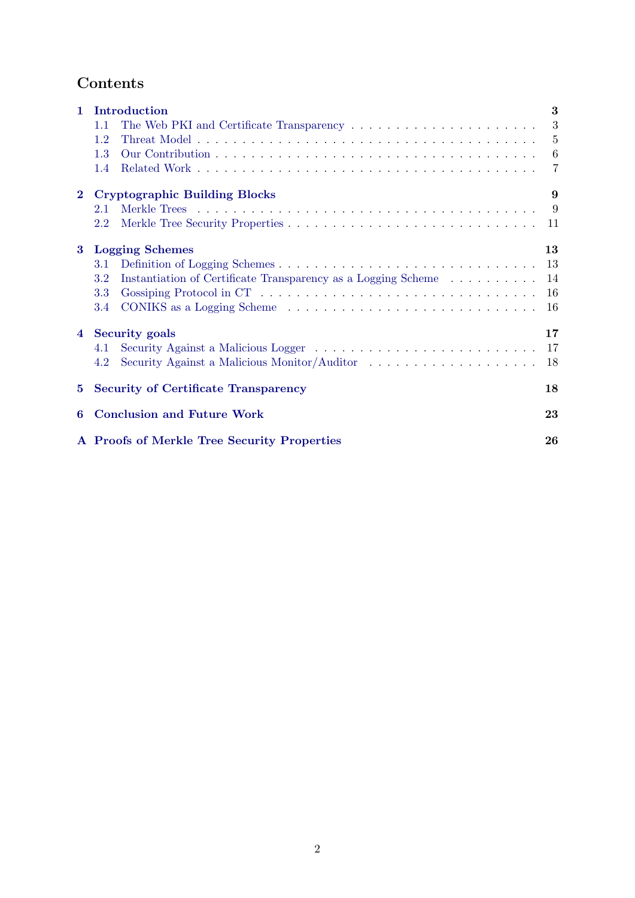# Contents

**1 Introduction** — 3
- 1.1 The Web PKI and Certificate Transparency — 3
- 1.2 Threat Model — 5
- 1.3 Our Contribution — 6
- 1.4 Related Work — 7

**2 Cryptographic Building Blocks** — 9
- 2.1 Merkle Trees — 9
- 2.2 Merkle Tree Security Properties — 11

**3 Logging Schemes** — 13
- 3.1 Definition of Logging Schemes — 13
- 3.2 Instantiation of Certificate Transparency as a Logging Scheme — 14
- 3.3 Gossiping Protocol in CT — 16
- 3.4 CONIKS as a Logging Scheme — 16

**4 Security goals** — 17
- 4.1 Security Against a Malicious Logger — 17
- 4.2 Security Against a Malicious Monitor/Auditor — 18

**5 Security of Certificate Transparency** — 18

**6 Conclusion and Future Work** — 23

**A Proofs of Merkle Tree Security Properties** — 26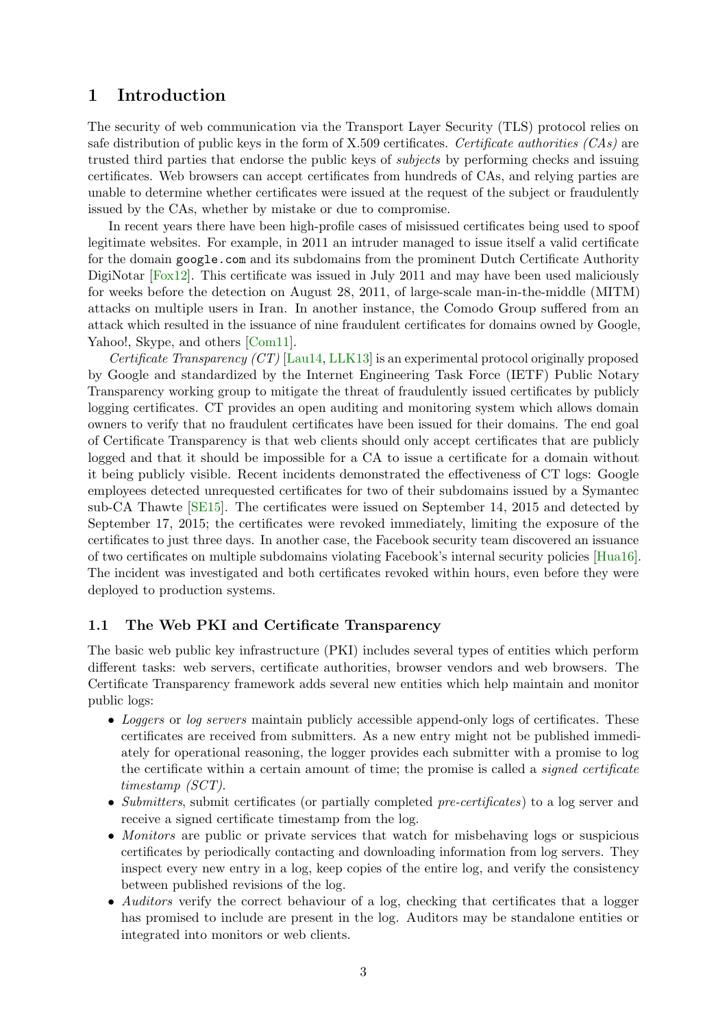# 1 Introduction

The security of web communication via the Transport Layer Security (TLS) protocol relies on safe distribution of public keys in the form of X.509 certificates. *Certificate authorities (CAs)* are trusted third parties that endorse the public keys of *subjects* by performing checks and issuing certificates. Web browsers can accept certificates from hundreds of CAs, and relying parties are unable to determine whether certificates were issued at the request of the subject or fraudulently issued by the CAs, whether by mistake or due to compromise.

In recent years there have been high-profile cases of misissued certificates being used to spoof legitimate websites. For example, in 2011 an intruder managed to issue itself a valid certificate for the domain `google.com` and its subdomains from the prominent Dutch Certificate Authority DigiNotar [Fox12]. This certificate was issued in July 2011 and may have been used maliciously for weeks before the detection on August 28, 2011, of large-scale man-in-the-middle (MITM) attacks on multiple users in Iran. In another instance, the Comodo Group suffered from an attack which resulted in the issuance of nine fraudulent certificates for domains owned by Google, Yahoo!, Skype, and others [Com11].

*Certificate Transparency (CT)* [Lau14, LLK13] is an experimental protocol originally proposed by Google and standardized by the Internet Engineering Task Force (IETF) Public Notary Transparency working group to mitigate the threat of fraudulently issued certificates by publicly logging certificates. CT provides an open auditing and monitoring system which allows domain owners to verify that no fraudulent certificates have been issued for their domains. The end goal of Certificate Transparency is that web clients should only accept certificates that are publicly logged and that it should be impossible for a CA to issue a certificate for a domain without it being publicly visible. Recent incidents demonstrated the effectiveness of CT logs: Google employees detected unrequested certificates for two of their subdomains issued by a Symantec sub-CA Thawte [SE15]. The certificates were issued on September 14, 2015 and detected by September 17, 2015; the certificates were revoked immediately, limiting the exposure of the certificates to just three days. In another case, the Facebook security team discovered an issuance of two certificates on multiple subdomains violating Facebook's internal security policies [Hua16]. The incident was investigated and both certificates revoked within hours, even before they were deployed to production systems.

## 1.1 The Web PKI and Certificate Transparency

The basic web public key infrastructure (PKI) includes several types of entities which perform different tasks: web servers, certificate authorities, browser vendors and web browsers. The Certificate Transparency framework adds several new entities which help maintain and monitor public logs:

- *Loggers* or *log servers* maintain publicly accessible append-only logs of certificates. These certificates are received from submitters. As a new entry might not be published immediately for operational reasoning, the logger provides each submitter with a promise to log the certificate within a certain amount of time; the promise is called a *signed certificate timestamp (SCT)*.
- *Submitters*, submit certificates (or partially completed *pre-certificates*) to a log server and receive a signed certificate timestamp from the log.
- *Monitors* are public or private services that watch for misbehaving logs or suspicious certificates by periodically contacting and downloading information from log servers. They inspect every new entry in a log, keep copies of the entire log, and verify the consistency between published revisions of the log.
- *Auditors* verify the correct behaviour of a log, checking that certificates that a logger has promised to include are present in the log. Auditors may be standalone entities or integrated into monitors or web clients.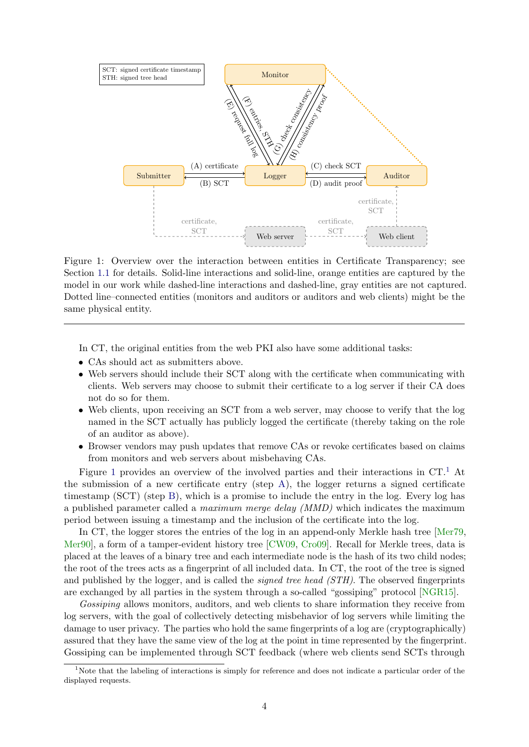SCT: signed certificate timestamp
STH: signed tree head

Monitor

(E) request full log

(F) entries, STH

(G) check consistency

(H) consistency proof

Submitter

(A) certificate

(B) SCT

Logger

(C) check SCT

(D) audit proof

Auditor

certificate, SCT

certificate, SCT

certificate, SCT

Web server

Web client

Figure 1: Overview over the interaction between entities in Certificate Transparency; see Section 1.1 for details. Solid-line interactions and solid-line, orange entities are captured by the model in our work while dashed-line interactions and dashed-line, gray entities are not captured. Dotted line–connected entities (monitors and auditors or auditors and web clients) might be the same physical entity.

---

In CT, the original entities from the web PKI also have some additional tasks:

- CAs should act as submitters above.
- Web servers should include their SCT along with the certificate when communicating with clients. Web servers may choose to submit their certificate to a log server if their CA does not do so for them.
- Web clients, upon receiving an SCT from a web server, may choose to verify that the log named in the SCT actually has publicly logged the certificate (thereby taking on the role of an auditor as above).
- Browser vendors may push updates that remove CAs or revoke certificates based on claims from monitors and web servers about misbehaving CAs.

Figure 1 provides an overview of the involved parties and their interactions in CT.[1] At the submission of a new certificate entry (step A), the logger returns a signed certificate timestamp (SCT) (step B), which is a promise to include the entry in the log. Every log has a published parameter called a *maximum merge delay (MMD)* which indicates the maximum period between issuing a timestamp and the inclusion of the certificate into the log.

In CT, the logger stores the entries of the log in an append-only Merkle hash tree [Mer79, Mer90], a form of a tamper-evident history tree [CW09, Cro09]. Recall for Merkle trees, data is placed at the leaves of a binary tree and each intermediate node is the hash of its two child nodes; the root of the trees acts as a fingerprint of all included data. In CT, the root of the tree is signed and published by the logger, and is called the *signed tree head (STH)*. The observed fingerprints are exchanged by all parties in the system through a so-called "gossiping" protocol [NGR15].

*Gossiping* allows monitors, auditors, and web clients to share information they receive from log servers, with the goal of collectively detecting misbehavior of log servers while limiting the damage to user privacy. The parties who hold the same fingerprints of a log are (cryptographically) assured that they have the same view of the log at the point in time represented by the fingerprint. Gossiping can be implemented through SCT feedback (where web clients send SCTs through

[1] Note that the labeling of interactions is simply for reference and does not indicate a particular order of the displayed requests.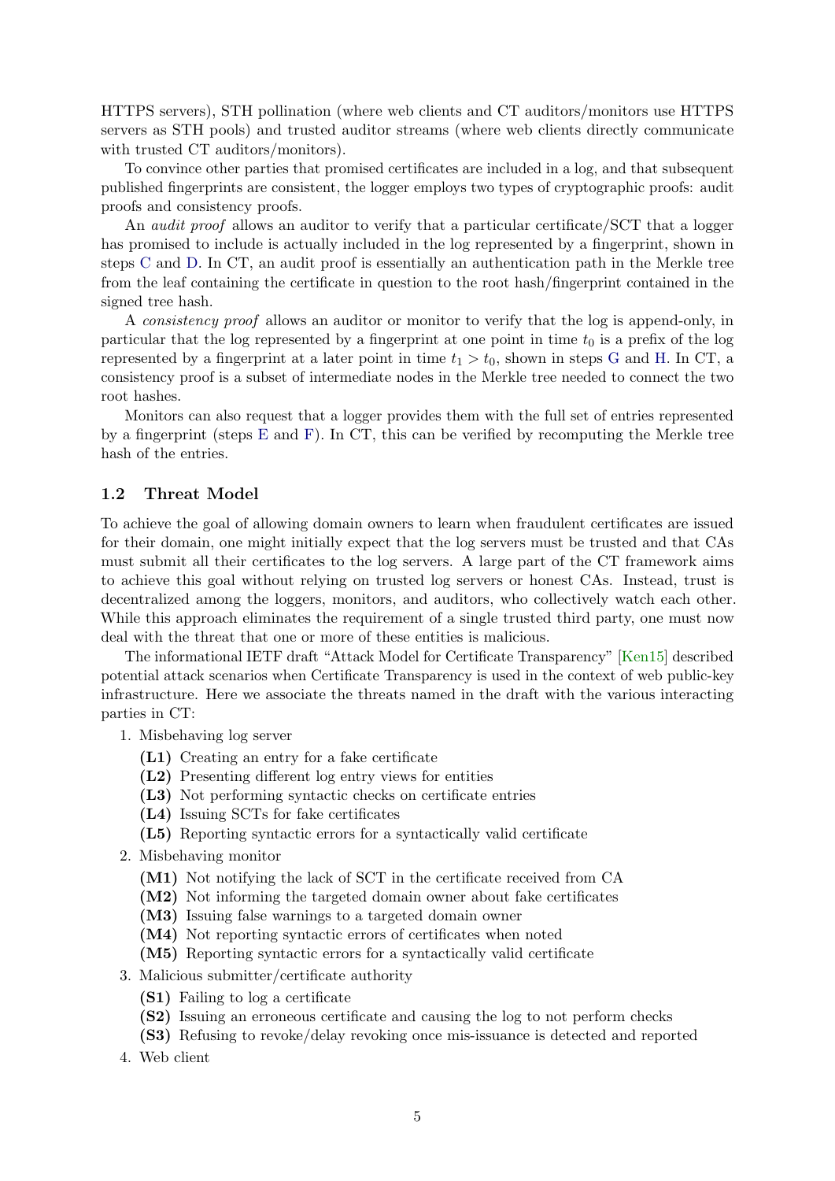HTTPS servers), STH pollination (where web clients and CT auditors/monitors use HTTPS servers as STH pools) and trusted auditor streams (where web clients directly communicate with trusted CT auditors/monitors).

To convince other parties that promised certificates are included in a log, and that subsequent published fingerprints are consistent, the logger employs two types of cryptographic proofs: audit proofs and consistency proofs.

An *audit proof* allows an auditor to verify that a particular certificate/SCT that a logger has promised to include is actually included in the log represented by a fingerprint, shown in steps C and D. In CT, an audit proof is essentially an authentication path in the Merkle tree from the leaf containing the certificate in question to the root hash/fingerprint contained in the signed tree hash.

A *consistency proof* allows an auditor or monitor to verify that the log is append-only, in particular that the log represented by a fingerprint at one point in time $t_0$ is a prefix of the log represented by a fingerprint at a later point in time $t_1 > t_0$, shown in steps G and H. In CT, a consistency proof is a subset of intermediate nodes in the Merkle tree needed to connect the two root hashes.

Monitors can also request that a logger provides them with the full set of entries represented by a fingerprint (steps E and F). In CT, this can be verified by recomputing the Merkle tree hash of the entries.

### 1.2 Threat Model

To achieve the goal of allowing domain owners to learn when fraudulent certificates are issued for their domain, one might initially expect that the log servers must be trusted and that CAs must submit all their certificates to the log servers. A large part of the CT framework aims to achieve this goal without relying on trusted log servers or honest CAs. Instead, trust is decentralized among the loggers, monitors, and auditors, who collectively watch each other. While this approach eliminates the requirement of a single trusted third party, one must now deal with the threat that one or more of these entities is malicious.

The informational IETF draft "Attack Model for Certificate Transparency" [Ken15] described potential attack scenarios when Certificate Transparency is used in the context of web public-key infrastructure. Here we associate the threats named in the draft with the various interacting parties in CT:

1. Misbehaving log server
   - **(L1)** Creating an entry for a fake certificate
   - **(L2)** Presenting different log entry views for entities
   - **(L3)** Not performing syntactic checks on certificate entries
   - **(L4)** Issuing SCTs for fake certificates
   - **(L5)** Reporting syntactic errors for a syntactically valid certificate
2. Misbehaving monitor
   - **(M1)** Not notifying the lack of SCT in the certificate received from CA
   - **(M2)** Not informing the targeted domain owner about fake certificates
   - **(M3)** Issuing false warnings to a targeted domain owner
   - **(M4)** Not reporting syntactic errors of certificates when noted
   - **(M5)** Reporting syntactic errors for a syntactically valid certificate
3. Malicious submitter/certificate authority
   - **(S1)** Failing to log a certificate
   - **(S2)** Issuing an erroneous certificate and causing the log to not perform checks
   - **(S3)** Refusing to revoke/delay revoking once mis-issuance is detected and reported
4. Web client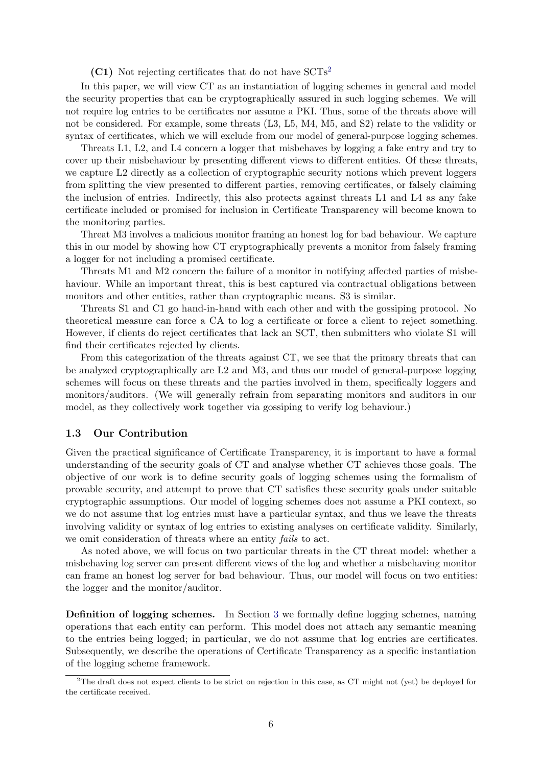**(C1)** Not rejecting certificates that do not have SCTs[2]

In this paper, we will view CT as an instantiation of logging schemes in general and model the security properties that can be cryptographically assured in such logging schemes. We will not require log entries to be certificates nor assume a PKI. Thus, some of the threats above will not be considered. For example, some threats (L3, L5, M4, M5, and S2) relate to the validity or syntax of certificates, which we will exclude from our model of general-purpose logging schemes.

Threats L1, L2, and L4 concern a logger that misbehaves by logging a fake entry and try to cover up their misbehaviour by presenting different views to different entities. Of these threats, we capture L2 directly as a collection of cryptographic security notions which prevent loggers from splitting the view presented to different parties, removing certificates, or falsely claiming the inclusion of entries. Indirectly, this also protects against threats L1 and L4 as any fake certificate included or promised for inclusion in Certificate Transparency will become known to the monitoring parties.

Threat M3 involves a malicious monitor framing an honest log for bad behaviour. We capture this in our model by showing how CT cryptographically prevents a monitor from falsely framing a logger for not including a promised certificate.

Threats M1 and M2 concern the failure of a monitor in notifying affected parties of misbehaviour. While an important threat, this is best captured via contractual obligations between monitors and other entities, rather than cryptographic means. S3 is similar.

Threats S1 and C1 go hand-in-hand with each other and with the gossiping protocol. No theoretical measure can force a CA to log a certificate or force a client to reject something. However, if clients do reject certificates that lack an SCT, then submitters who violate S1 will find their certificates rejected by clients.

From this categorization of the threats against CT, we see that the primary threats that can be analyzed cryptographically are L2 and M3, and thus our model of general-purpose logging schemes will focus on these threats and the parties involved in them, specifically loggers and monitors/auditors. (We will generally refrain from separating monitors and auditors in our model, as they collectively work together via gossiping to verify log behaviour.)

### 1.3 Our Contribution

Given the practical significance of Certificate Transparency, it is important to have a formal understanding of the security goals of CT and analyse whether CT achieves those goals. The objective of our work is to define security goals of logging schemes using the formalism of provable security, and attempt to prove that CT satisfies these security goals under suitable cryptographic assumptions. Our model of logging schemes does not assume a PKI context, so we do not assume that log entries must have a particular syntax, and thus we leave the threats involving validity or syntax of log entries to existing analyses on certificate validity. Similarly, we omit consideration of threats where an entity *fails* to act.

As noted above, we will focus on two particular threats in the CT threat model: whether a misbehaving log server can present different views of the log and whether a misbehaving monitor can frame an honest log server for bad behaviour. Thus, our model will focus on two entities: the logger and the monitor/auditor.

**Definition of logging schemes.** In Section 3 we formally define logging schemes, naming operations that each entity can perform. This model does not attach any semantic meaning to the entries being logged; in particular, we do not assume that log entries are certificates. Subsequently, we describe the operations of Certificate Transparency as a specific instantiation of the logging scheme framework.

[2] The draft does not expect clients to be strict on rejection in this case, as CT might not (yet) be deployed for the certificate received.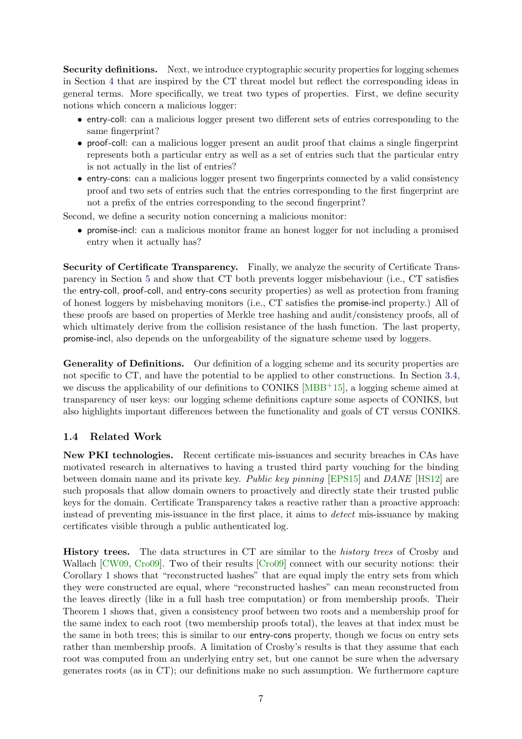**Security definitions.** Next, we introduce cryptographic security properties for logging schemes in Section 4 that are inspired by the CT threat model but reflect the corresponding ideas in general terms. More specifically, we treat two types of properties. First, we define security notions which concern a malicious logger:

- entry-coll: can a malicious logger present two different sets of entries corresponding to the same fingerprint?
- proof-coll: can a malicious logger present an audit proof that claims a single fingerprint represents both a particular entry as well as a set of entries such that the particular entry is not actually in the list of entries?
- entry-cons: can a malicious logger present two fingerprints connected by a valid consistency proof and two sets of entries such that the entries corresponding to the first fingerprint are not a prefix of the entries corresponding to the second fingerprint?

Second, we define a security notion concerning a malicious monitor:

- promise-incl: can a malicious monitor frame an honest logger for not including a promised entry when it actually has?

**Security of Certificate Transparency.** Finally, we analyze the security of Certificate Transparency in Section 5 and show that CT both prevents logger misbehaviour (i.e., CT satisfies the entry-coll, proof-coll, and entry-cons security properties) as well as protection from framing of honest loggers by misbehaving monitors (i.e., CT satisfies the promise-incl property.) All of these proofs are based on properties of Merkle tree hashing and audit/consistency proofs, all of which ultimately derive from the collision resistance of the hash function. The last property, promise-incl, also depends on the unforgeability of the signature scheme used by loggers.

**Generality of Definitions.** Our definition of a logging scheme and its security properties are not specific to CT, and have the potential to be applied to other constructions. In Section 3.4, we discuss the applicability of our definitions to CONIKS [MBB+15], a logging scheme aimed at transparency of user keys: our logging scheme definitions capture some aspects of CONIKS, but also highlights important differences between the functionality and goals of CT versus CONIKS.

### 1.4 Related Work

**New PKI technologies.** Recent certificate mis-issuances and security breaches in CAs have motivated research in alternatives to having a trusted third party vouching for the binding between domain name and its private key. *Public key pinning* [EPS15] and *DANE* [HS12] are such proposals that allow domain owners to proactively and directly state their trusted public keys for the domain. Certificate Transparency takes a reactive rather than a proactive approach: instead of preventing mis-issuance in the first place, it aims to *detect* mis-issuance by making certificates visible through a public authenticated log.

**History trees.** The data structures in CT are similar to the *history trees* of Crosby and Wallach [CW09, Cro09]. Two of their results [Cro09] connect with our security notions: their Corollary 1 shows that "reconstructed hashes" that are equal imply the entry sets from which they were constructed are equal, where "reconstructed hashes" can mean reconstructed from the leaves directly (like in a full hash tree computation) or from membership proofs. Their Theorem 1 shows that, given a consistency proof between two roots and a membership proof for the same index to each root (two membership proofs total), the leaves at that index must be the same in both trees; this is similar to our entry-cons property, though we focus on entry sets rather than membership proofs. A limitation of Crosby's results is that they assume that each root was computed from an underlying entry set, but one cannot be sure when the adversary generates roots (as in CT); our definitions make no such assumption. We furthermore capture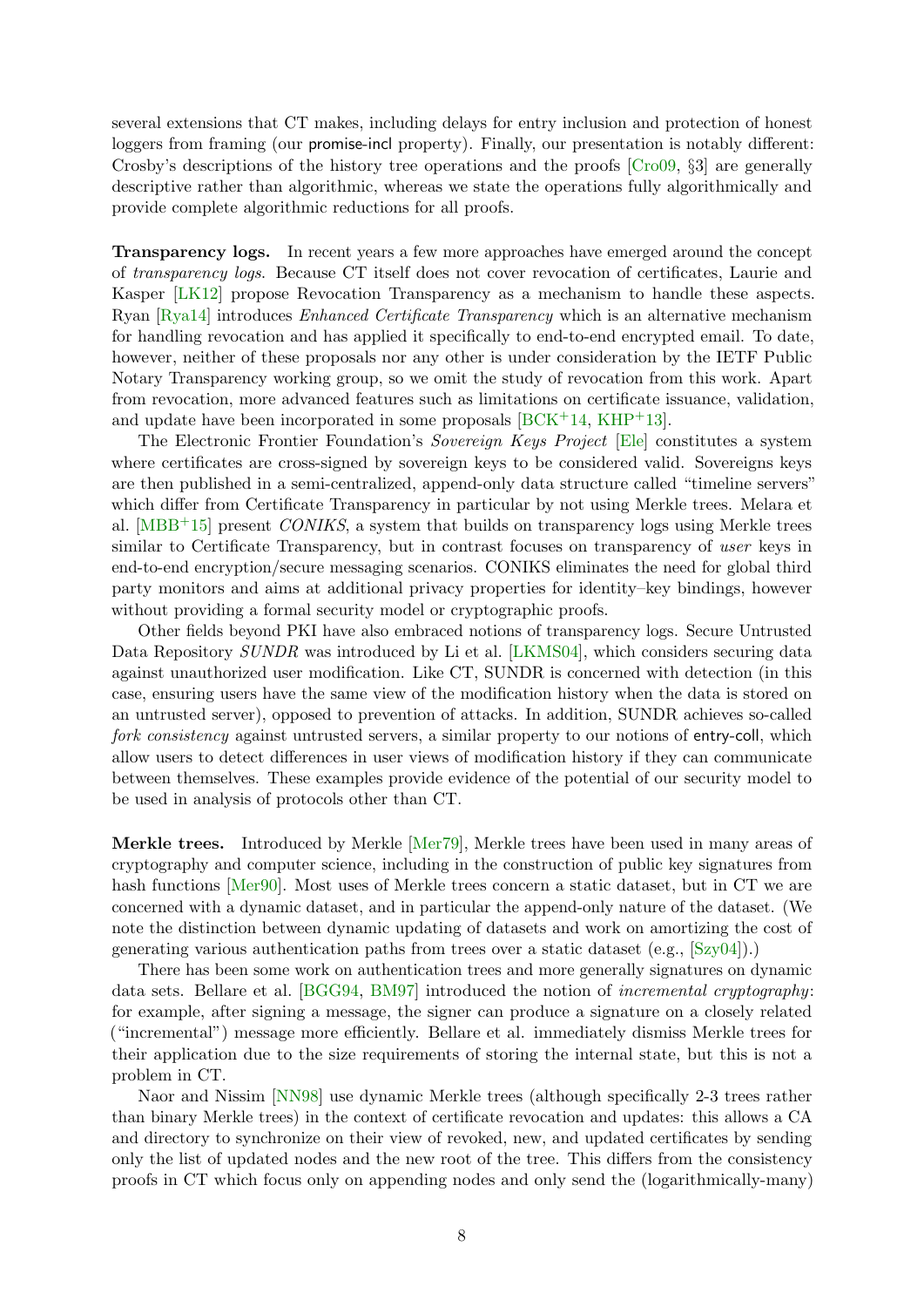several extensions that CT makes, including delays for entry inclusion and protection of honest loggers from framing (our promise-incl property). Finally, our presentation is notably different: Crosby's descriptions of the history tree operations and the proofs [Cro09, §3] are generally descriptive rather than algorithmic, whereas we state the operations fully algorithmically and provide complete algorithmic reductions for all proofs.

**Transparency logs.** In recent years a few more approaches have emerged around the concept of *transparency logs*. Because CT itself does not cover revocation of certificates, Laurie and Kasper [LK12] propose Revocation Transparency as a mechanism to handle these aspects. Ryan [Rya14] introduces *Enhanced Certificate Transparency* which is an alternative mechanism for handling revocation and has applied it specifically to end-to-end encrypted email. To date, however, neither of these proposals nor any other is under consideration by the IETF Public Notary Transparency working group, so we omit the study of revocation from this work. Apart from revocation, more advanced features such as limitations on certificate issuance, validation, and update have been incorporated in some proposals [BCK+14, KHP+13].

The Electronic Frontier Foundation's *Sovereign Keys Project* [Ele] constitutes a system where certificates are cross-signed by sovereign keys to be considered valid. Sovereigns keys are then published in a semi-centralized, append-only data structure called "timeline servers" which differ from Certificate Transparency in particular by not using Merkle trees. Melara et al. [MBB+15] present *CONIKS*, a system that builds on transparency logs using Merkle trees similar to Certificate Transparency, but in contrast focuses on transparency of *user* keys in end-to-end encryption/secure messaging scenarios. CONIKS eliminates the need for global third party monitors and aims at additional privacy properties for identity–key bindings, however without providing a formal security model or cryptographic proofs.

Other fields beyond PKI have also embraced notions of transparency logs. Secure Untrusted Data Repository *SUNDR* was introduced by Li et al. [LKMS04], which considers securing data against unauthorized user modification. Like CT, SUNDR is concerned with detection (in this case, ensuring users have the same view of the modification history when the data is stored on an untrusted server), opposed to prevention of attacks. In addition, SUNDR achieves so-called *fork consistency* against untrusted servers, a similar property to our notions of entry-coll, which allow users to detect differences in user views of modification history if they can communicate between themselves. These examples provide evidence of the potential of our security model to be used in analysis of protocols other than CT.

**Merkle trees.** Introduced by Merkle [Mer79], Merkle trees have been used in many areas of cryptography and computer science, including in the construction of public key signatures from hash functions [Mer90]. Most uses of Merkle trees concern a static dataset, but in CT we are concerned with a dynamic dataset, and in particular the append-only nature of the dataset. (We note the distinction between dynamic updating of datasets and work on amortizing the cost of generating various authentication paths from trees over a static dataset (e.g., [Szy04]).)

There has been some work on authentication trees and more generally signatures on dynamic data sets. Bellare et al. [BGG94, BM97] introduced the notion of *incremental cryptography*: for example, after signing a message, the signer can produce a signature on a closely related ("incremental") message more efficiently. Bellare et al. immediately dismiss Merkle trees for their application due to the size requirements of storing the internal state, but this is not a problem in CT.

Naor and Nissim [NN98] use dynamic Merkle trees (although specifically 2-3 trees rather than binary Merkle trees) in the context of certificate revocation and updates: this allows a CA and directory to synchronize on their view of revoked, new, and updated certificates by sending only the list of updated nodes and the new root of the tree. This differs from the consistency proofs in CT which focus only on appending nodes and only send the (logarithmically-many)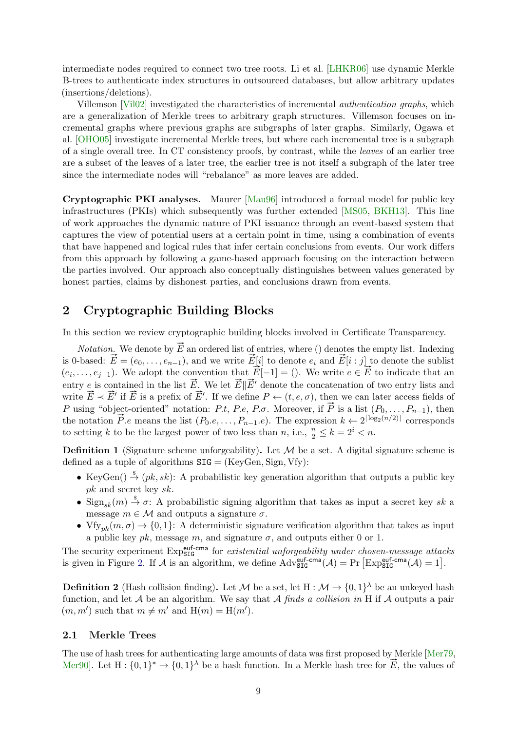intermediate nodes required to connect two tree roots. Li et al. [LHKR06] use dynamic Merkle B-trees to authenticate index structures in outsourced databases, but allow arbitrary updates (insertions/deletions).

Villemson [Vil02] investigated the characteristics of incremental *authentication graphs*, which are a generalization of Merkle trees to arbitrary graph structures. Villemson focuses on incremental graphs where previous graphs are subgraphs of later graphs. Similarly, Ogawa et al. [OHO05] investigate incremental Merkle trees, but where each incremental tree is a subgraph of a single overall tree. In CT consistency proofs, by contrast, while the *leaves* of an earlier tree are a subset of the leaves of a later tree, the earlier tree is not itself a subgraph of the later tree since the intermediate nodes will "rebalance" as more leaves are added.

**Cryptographic PKI analyses.** Maurer [Mau96] introduced a formal model for public key infrastructures (PKIs) which subsequently was further extended [MS05, BKH13]. This line of work approaches the dynamic nature of PKI issuance through an event-based system that captures the view of potential users at a certain point in time, using a combination of events that have happened and logical rules that infer certain conclusions from events. Our work differs from this approach by following a game-based approach focusing on the interaction between the parties involved. Our approach also conceptually distinguishes between values generated by honest parties, claims by dishonest parties, and conclusions drawn from events.

## 2 Cryptographic Building Blocks

In this section we review cryptographic building blocks involved in Certificate Transparency.

*Notation.* We denote by $\vec{E}$ an ordered list of entries, where $()$ denotes the empty list. Indexing is 0-based: $\vec{E} = (e_0, \ldots, e_{n-1})$, and we write $\vec{E}[i]$ to denote $e_i$ and $\vec{E}[i:j]$ to denote the sublist $(e_i, \ldots, e_{j-1})$. We adopt the convention that $\vec{E}[-1] = ()$. We write $e \in \vec{E}$ to indicate that an entry $e$ is contained in the list $\vec{E}$. We let $\vec{E} \| \vec{E}'$ denote the concatenation of two entry lists and write $\vec{E} \prec \vec{E}'$ if $\vec{E}$ is a prefix of $\vec{E}'$. If we define $P \leftarrow (t, e, \sigma)$, then we can later access fields of $P$ using "object-oriented" notation: $P.t$, $P.e$, $P.\sigma$. Moreover, if $\vec{P}$ is a list $(P_0, \ldots, P_{n-1})$, then the notation $\vec{P}.e$ means the list $(P_0.e, \ldots, P_{n-1}.e)$. The expression $k \leftarrow 2^{\lceil \log_2(n/2) \rceil}$ corresponds to setting $k$ to be the largest power of two less than $n$, i.e., $\frac{n}{2} \leq k = 2^i < n$.

**Definition 1** (Signature scheme unforgeability)**.** Let $\mathcal{M}$ be a set. A digital signature scheme is defined as a tuple of algorithms $\mathtt{SIG} = (\mathrm{KeyGen}, \mathrm{Sign}, \mathrm{Vfy})$:

- $\mathrm{KeyGen}() \xrightarrow{\$} (pk, sk)$: A probabilistic key generation algorithm that outputs a public key $pk$ and secret key $sk$.
- $\mathrm{Sign}_{sk}(m) \xrightarrow{\$} \sigma$: A probabilistic signing algorithm that takes as input a secret key $sk$ a message $m \in \mathcal{M}$ and outputs a signature $\sigma$.
- $\mathrm{Vfy}_{pk}(m, \sigma) \rightarrow \{0, 1\}$: A deterministic signature verification algorithm that takes as input a public key $pk$, message $m$, and signature $\sigma$, and outputs either 0 or 1.

The security experiment $\mathrm{Exp}^{\mathsf{euf\text{-}cma}}_{\mathtt{SIG}}$ for *existential unforgeability under chosen-message attacks* is given in Figure 2. If $\mathcal{A}$ is an algorithm, we define $\mathrm{Adv}^{\mathsf{euf\text{-}cma}}_{\mathtt{SIG}}(\mathcal{A}) = \Pr\left[\mathrm{Exp}^{\mathsf{euf\text{-}cma}}_{\mathtt{SIG}}(\mathcal{A}) = 1\right]$.

**Definition 2** (Hash collision finding)**.** Let $\mathcal{M}$ be a set, let $\mathrm{H} : \mathcal{M} \rightarrow \{0,1\}^\lambda$ be an unkeyed hash function, and let $\mathcal{A}$ be an algorithm. We say that $\mathcal{A}$ *finds a collision in* $\mathrm{H}$ if $\mathcal{A}$ outputs a pair $(m, m')$ such that $m \neq m'$ and $\mathrm{H}(m) = \mathrm{H}(m')$.

### 2.1 Merkle Trees

The use of hash trees for authenticating large amounts of data was first proposed by Merkle [Mer79, Mer90]. Let $\mathrm{H} : \{0,1\}^* \rightarrow \{0,1\}^\lambda$ be a hash function. In a Merkle hash tree for $\vec{E}$, the values of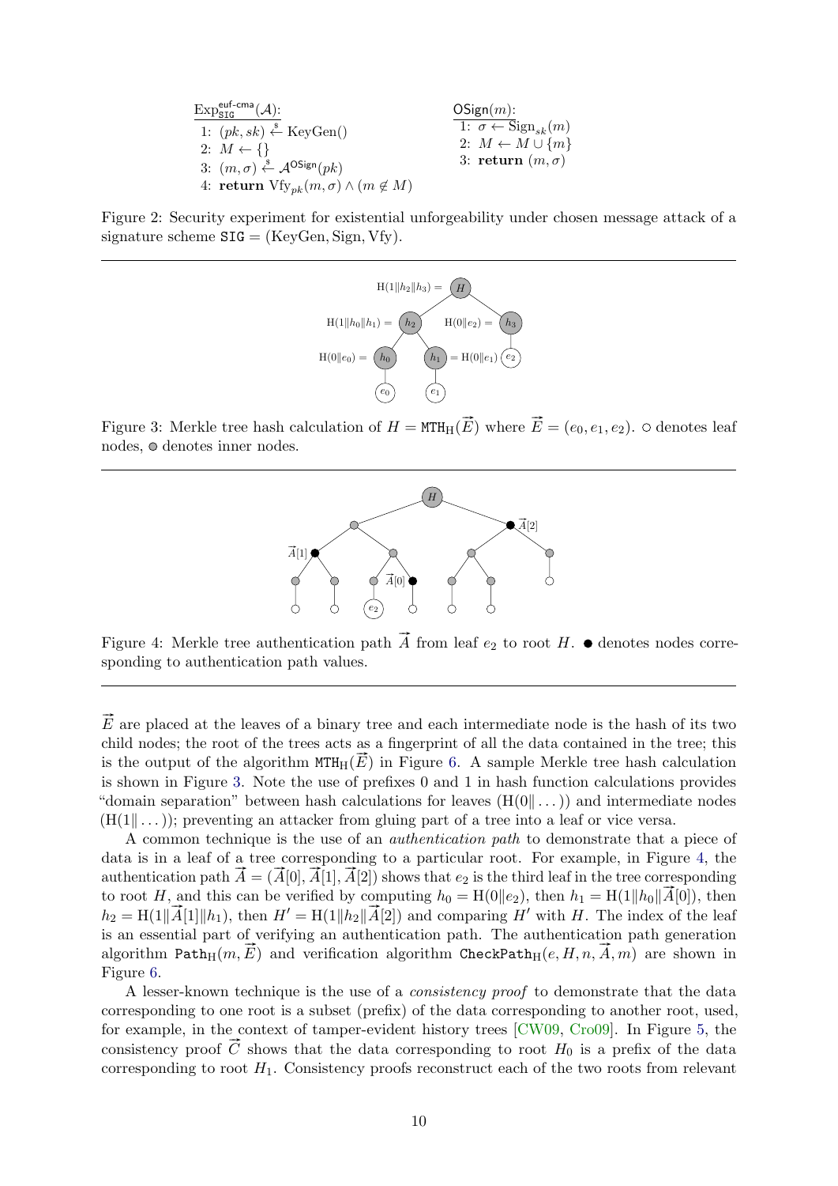$\underline{\text{Exp}^{\text{euf-cma}}_{\texttt{SIG}}(\mathcal{A})}$:

1: $(pk, sk) \xleftarrow{\$} \text{KeyGen}()$
2: $M \leftarrow \{\}$
3: $(m, \sigma) \xleftarrow{\$} \mathcal{A}^{\mathsf{OSign}}(pk)$
4: **return** $\text{Vfy}_{pk}(m, \sigma) \wedge (m \notin M)$

$\underline{\mathsf{OSign}(m)}$:

1: $\sigma \leftarrow \text{Sign}_{sk}(m)$
2: $M \leftarrow M \cup \{m\}$
3: **return** $(m, \sigma)$

Figure 2: Security experiment for existential unforgeability under chosen message attack of a signature scheme $\texttt{SIG} = (\text{KeyGen}, \text{Sign}, \text{Vfy})$.

$\text{H}(1\|h_2\|h_3) =$ $H$
$\text{H}(1\|h_0\|h_1) =$ $h_2$ $\text{H}(0\|e_2) =$ $h_3$
$\text{H}(0\|e_0) =$ $h_0$ $h_1$ $= \text{H}(0\|e_1)$ $e_2$
$e_0$ $e_1$

Figure 3: Merkle tree hash calculation of $H = \texttt{MTH}_{\text{H}}(\vec{E})$ where $\vec{E} = (e_0, e_1, e_2)$. ○ denotes leaf nodes, ● denotes inner nodes.

$H$
$\vec{A}[2]$
$\vec{A}[1]$
$\vec{A}[0]$
$e_2$

Figure 4: Merkle tree authentication path $\vec{A}$ from leaf $e_2$ to root $H$. ● denotes nodes corresponding to authentication path values.

$\vec{E}$ are placed at the leaves of a binary tree and each intermediate node is the hash of its two child nodes; the root of the trees acts as a fingerprint of all the data contained in the tree; this is the output of the algorithm $\texttt{MTH}_{\text{H}}(\vec{E})$ in Figure 6. A sample Merkle tree hash calculation is shown in Figure 3. Note the use of prefixes 0 and 1 in hash function calculations provides "domain separation" between hash calculations for leaves $(\text{H}(0\|\dots))$ and intermediate nodes $(\text{H}(1\|\dots))$; preventing an attacker from gluing part of a tree into a leaf or vice versa.

A common technique is the use of an *authentication path* to demonstrate that a piece of data is in a leaf of a tree corresponding to a particular root. For example, in Figure 4, the authentication path $\vec{A} = (\vec{A}[0], \vec{A}[1], \vec{A}[2])$ shows that $e_2$ is the third leaf in the tree corresponding to root $H$, and this can be verified by computing $h_0 = \text{H}(0\|e_2)$, then $h_1 = \text{H}(1\|h_0\|\vec{A}[0])$, then $h_2 = \text{H}(1\|\vec{A}[1]\|h_1)$, then $H' = \text{H}(1\|h_2\|\vec{A}[2])$ and comparing $H'$ with $H$. The index of the leaf is an essential part of verifying an authentication path. The authentication path generation algorithm $\texttt{Path}_{\text{H}}(m, \vec{E})$ and verification algorithm $\texttt{CheckPath}_{\text{H}}(e, H, n, \vec{A}, m)$ are shown in Figure 6.

A lesser-known technique is the use of a *consistency proof* to demonstrate that the data corresponding to one root is a subset (prefix) of the data corresponding to another root, used, for example, in the context of tamper-evident history trees [CW09, Cro09]. In Figure 5, the consistency proof $\vec{C}$ shows that the data corresponding to root $H_0$ is a prefix of the data corresponding to root $H_1$. Consistency proofs reconstruct each of the two roots from relevant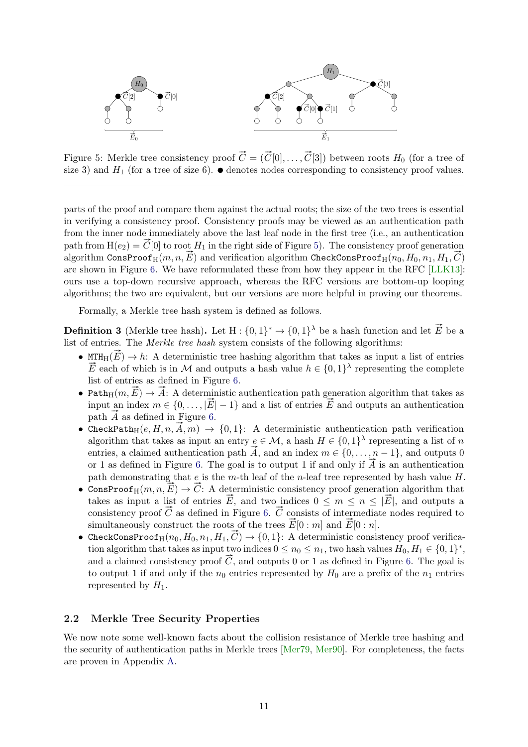Figure 5: Merkle tree consistency proof $\vec{C} = (\vec{C}[0], \ldots, \vec{C}[3])$ between roots $H_0$ (for a tree of size 3) and $H_1$ (for a tree of size 6). ● denotes nodes corresponding to consistency proof values.

parts of the proof and compare them against the actual roots; the size of the two trees is essential in verifying a consistency proof. Consistency proofs may be viewed as an authentication path from the inner node immediately above the last leaf node in the first tree (i.e., an authentication path from $\mathrm{H}(e_2) = \vec{C}[0]$ to root $H_1$ in the right side of Figure 5). The consistency proof generation algorithm $\mathtt{ConsProof}_{\mathrm{H}}(m, n, \vec{E})$ and verification algorithm $\mathtt{CheckConsProof}_{\mathrm{H}}(n_0, H_0, n_1, H_1, \vec{C})$ are shown in Figure 6. We have reformulated these from how they appear in the RFC [LLK13]: ours use a top-down recursive approach, whereas the RFC versions are bottom-up looping algorithms; the two are equivalent, but our versions are more helpful in proving our theorems.

Formally, a Merkle tree hash system is defined as follows.

**Definition 3** (Merkle tree hash)**.** Let $\mathrm{H} : \{0,1\}^* \to \{0,1\}^\lambda$ be a hash function and let $\vec{E}$ be a list of entries. The *Merkle tree hash* system consists of the following algorithms:

- $\mathtt{MTH}_{\mathrm{H}}(\vec{E}) \to h$: A deterministic tree hashing algorithm that takes as input a list of entries $\vec{E}$ each of which is in $\mathcal{M}$ and outputs a hash value $h \in \{0,1\}^\lambda$ representing the complete list of entries as defined in Figure 6.
- $\mathtt{Path}_{\mathrm{H}}(m, \vec{E}) \to \vec{A}$: A deterministic authentication path generation algorithm that takes as input an index $m \in \{0, \ldots, |\vec{E}| - 1\}$ and a list of entries $\vec{E}$ and outputs an authentication path $\vec{A}$ as defined in Figure 6.
- $\mathtt{CheckPath}_{\mathrm{H}}(e, H, n, \vec{A}, m) \to \{0, 1\}$: A deterministic authentication path verification algorithm that takes as input an entry $e \in \mathcal{M}$, a hash $H \in \{0,1\}^\lambda$ representing a list of $n$ entries, a claimed authentication path $\vec{A}$, and an index $m \in \{0, \ldots, n-1\}$, and outputs 0 or 1 as defined in Figure 6. The goal is to output 1 if and only if $\vec{A}$ is an authentication path demonstrating that $e$ is the $m$-th leaf of the $n$-leaf tree represented by hash value $H$.
- $\mathtt{ConsProof}_{\mathrm{H}}(m, n, \vec{E}) \to \vec{C}$: A deterministic consistency proof generation algorithm that takes as input a list of entries $\vec{E}$, and two indices $0 \le m \le n \le |\vec{E}|$, and outputs a consistency proof $\vec{C}$ as defined in Figure 6. $\vec{C}$ consists of intermediate nodes required to simultaneously construct the roots of the trees $\vec{E}[0 : m]$ and $\vec{E}[0 : n]$.
- $\mathtt{CheckConsProof}_{\mathrm{H}}(n_0, H_0, n_1, H_1, \vec{C}) \to \{0, 1\}$: A deterministic consistency proof verification algorithm that takes as input two indices $0 \le n_0 \le n_1$, two hash values $H_0, H_1 \in \{0,1\}^*$, and a claimed consistency proof $\vec{C}$, and outputs 0 or 1 as defined in Figure 6. The goal is to output 1 if and only if the $n_0$ entries represented by $H_0$ are a prefix of the $n_1$ entries represented by $H_1$.

## 2.2 Merkle Tree Security Properties

We now note some well-known facts about the collision resistance of Merkle tree hashing and the security of authentication paths in Merkle trees [Mer79, Mer90]. For completeness, the facts are proven in Appendix A.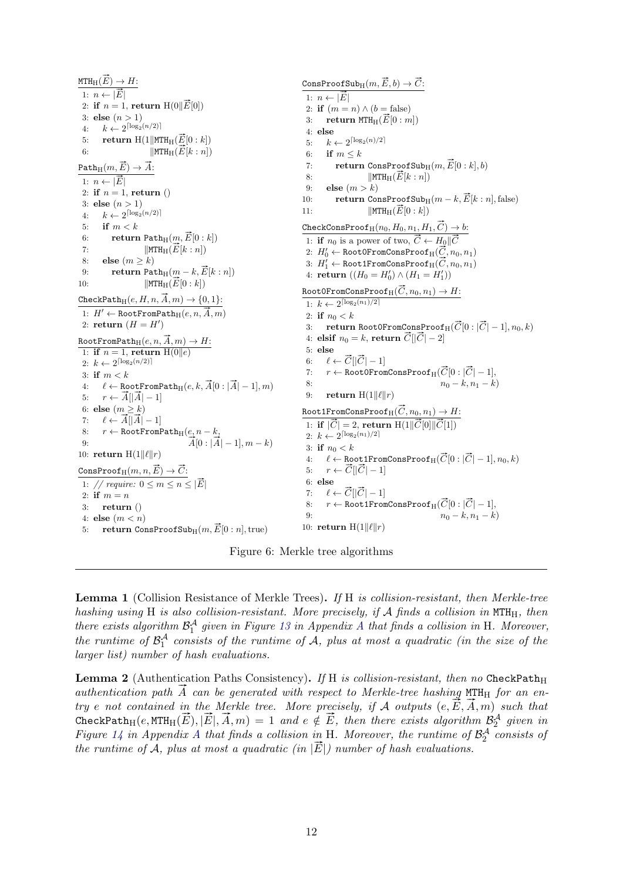```
MTH_H(E) → H:
1: n ← |E|
2: if n = 1, return H(0‖E[0])
3: else (n > 1)
4:    k ← 2^⌈log2(n/2)⌉
5:    return H(1‖MTH_H(E[0 : k])
6:              ‖MTH_H(E[k : n]))

Path_H(m, E) → A:
1: n ← |E|
2: if n = 1, return ()
3: else (n > 1)
4:    k ← 2^⌈log2(n/2)⌉
5:    if m < k
6:       return Path_H(m, E[0 : k])
7:                 ‖MTH_H(E[k : n])
8:    else (m ≥ k)
9:       return Path_H(m − k, E[k : n])
10:                ‖MTH_H(E[0 : k])

CheckPath_H(e, H, n, A, m) → {0, 1}:
1: H' ← RootFromPath_H(e, n, A, m)
2: return (H = H')

RootFromPath_H(e, n, A, m) → H:
1: if n = 1, return H(0‖e)
2: k ← 2^⌈log2(n/2)⌉
3: if m < k
4:    ℓ ← RootFromPath_H(e, k, A[0 : |A| − 1], m)
5:    r ← A[|A| − 1]
6: else (m ≥ k)
7:    ℓ ← A[|A| − 1]
8:    r ← RootFromPath_H(e, n − k,
9:                       A[0 : |A| − 1], m − k)
10: return H(1‖ℓ‖r)

ConsProof_H(m, n, E) → C:
1: // require: 0 ≤ m ≤ n ≤ |E|
2: if m = n
3:    return ()
4: else (m < n)
5:    return ConsProofSub_H(m, E[0 : n], true)

ConsProofSub_H(m, E, b) → C:
1: n ← |E|
2: if (m = n) ∧ (b = false)
3:    return MTH_H(E[0 : m])
4: else
5:    k ← 2^⌈log2(n)/2⌉
6:    if m ≤ k
7:       return ConsProofSub_H(m, E[0 : k], b)
8:                 ‖MTH_H(E[k : n])
9:    else (m > k)
10:      return ConsProofSub_H(m − k, E[k : n], false)
11:                ‖MTH_H(E[0 : k])

CheckConsProof_H(n0, H0, n1, H1, C) → b:
1: if n0 is a power of two, C ← H0‖C
2: H0' ← Root0FromConsProof_H(C, n0, n1)
3: H1' ← Root1FromConsProof_H(C, n0, n1)
4: return ((H0 = H0') ∧ (H1 = H1'))

Root0FromConsProof_H(C, n0, n1) → H:
1: k ← 2^⌈log2(n1)/2⌉
2: if n0 < k
3:    return Root0FromConsProof_H(C[0 : |C| − 1], n0, k)
4: elsif n0 = k, return C[|C| − 2]
5: else
6:    ℓ ← C[|C| − 1]
7:    r ← Root0FromConsProof_H(C[0 : |C| − 1],
8:                               n0 − k, n1 − k)
9:    return H(1‖ℓ‖r)

Root1FromConsProof_H(C, n0, n1) → H:
1: if |C| = 2, return H(1‖C[0]‖C[1])
2: k ← 2^⌈log2(n1)/2⌉
3: if n0 < k
4:    ℓ ← Root1FromConsProof_H(C[0 : |C| − 1], n0, k)
5:    r ← C[|C| − 1]
6: else
7:    ℓ ← C[|C| − 1]
8:    r ← Root1FromConsProof_H(C[0 : |C| − 1],
9:                               n0 − k, n1 − k)
10: return H(1‖ℓ‖r)
```

Figure 6: Merkle tree algorithms

**Lemma 1** (Collision Resistance of Merkle Trees)**.** *If* H *is collision-resistant, then Merkle-tree hashing using* H *is also collision-resistant. More precisely, if* $\mathcal{A}$ *finds a collision in* $\texttt{MTH}_\text{H}$*, then there exists algorithm* $\mathcal{B}_1^{\mathcal{A}}$ *given in Figure 13 in Appendix A that finds a collision in* H*. Moreover, the runtime of* $\mathcal{B}_1^{\mathcal{A}}$ *consists of the runtime of* $\mathcal{A}$*, plus at most a quadratic (in the size of the larger list) number of hash evaluations.*

**Lemma 2** (Authentication Paths Consistency)**.** *If* H *is collision-resistant, then no* $\texttt{CheckPath}_\text{H}$ *authentication path* $\vec{A}$ *can be generated with respect to Merkle-tree hashing* $\texttt{MTH}_\text{H}$ *for an entry* $e$ *not contained in the Merkle tree. More precisely, if* $\mathcal{A}$ *outputs* $(e, \vec{E}, \vec{A}, m)$ *such that* $\texttt{CheckPath}_\text{H}(e, \texttt{MTH}_\text{H}(\vec{E}), |\vec{E}|, \vec{A}, m) = 1$ *and* $e \notin \vec{E}$*, then there exists algorithm* $\mathcal{B}_2^{\mathcal{A}}$ *given in Figure 14 in Appendix A that finds a collision in* H*. Moreover, the runtime of* $\mathcal{B}_2^{\mathcal{A}}$ *consists of the runtime of* $\mathcal{A}$*, plus at most a quadratic (in* $|\vec{E}|$*) number of hash evaluations.*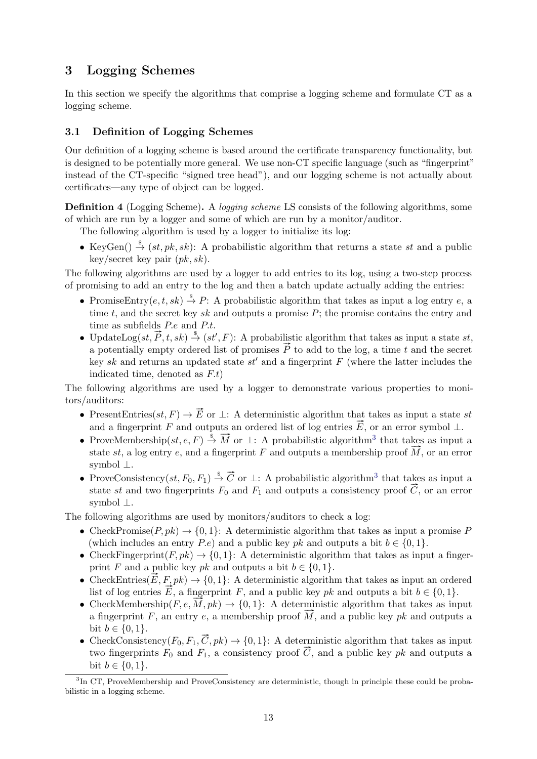## 3 Logging Schemes

In this section we specify the algorithms that comprise a logging scheme and formulate CT as a logging scheme.

### 3.1 Definition of Logging Schemes

Our definition of a logging scheme is based around the certificate transparency functionality, but is designed to be potentially more general. We use non-CT specific language (such as "fingerprint" instead of the CT-specific "signed tree head"), and our logging scheme is not actually about certificates—any type of object can be logged.

**Definition 4** (Logging Scheme)**.** A *logging scheme* LS consists of the following algorithms, some of which are run by a logger and some of which are run by a monitor/auditor.

The following algorithm is used by a logger to initialize its log:

- $\text{KeyGen}() \xrightarrow{\$} (st, pk, sk)$: A probabilistic algorithm that returns a state $st$ and a public key/secret key pair $(pk, sk)$.

The following algorithms are used by a logger to add entries to its log, using a two-step process of promising to add an entry to the log and then a batch update actually adding the entries:

- $\text{PromiseEntry}(e, t, sk) \xrightarrow{\$} P$: A probabilistic algorithm that takes as input a log entry $e$, a time $t$, and the secret key $sk$ and outputs a promise $P$; the promise contains the entry and time as subfields $P.e$ and $P.t$.
- $\text{UpdateLog}(st, \vec{P}, t, sk) \xrightarrow{\$} (st', F)$: A probabilistic algorithm that takes as input a state $st$, a potentially empty ordered list of promises $\vec{P}$ to add to the log, a time $t$ and the secret key $sk$ and returns an updated state $st'$ and a fingerprint $F$ (where the latter includes the indicated time, denoted as $F.t$)

The following algorithms are used by a logger to demonstrate various properties to monitors/auditors:

- $\text{PresentEntries}(st, F) \rightarrow \vec{E}$ or $\perp$: A deterministic algorithm that takes as input a state $st$ and a fingerprint $F$ and outputs an ordered list of log entries $\vec{E}$, or an error symbol $\perp$.
- $\text{ProveMembership}(st, e, F) \xrightarrow{\$} \vec{M}$ or $\perp$: A probabilistic algorithm[3] that takes as input a state $st$, a log entry $e$, and a fingerprint $F$ and outputs a membership proof $\vec{M}$, or an error symbol $\perp$.
- $\text{ProveConsistency}(st, F_0, F_1) \xrightarrow{\$} \vec{C}$ or $\perp$: A probabilistic algorithm[3] that takes as input a state $st$ and two fingerprints $F_0$ and $F_1$ and outputs a consistency proof $\vec{C}$, or an error symbol $\perp$.

The following algorithms are used by monitors/auditors to check a log:

- $\text{CheckPromise}(P, pk) \rightarrow \{0, 1\}$: A deterministic algorithm that takes as input a promise $P$ (which includes an entry $P.e$) and a public key $pk$ and outputs a bit $b \in \{0, 1\}$.
- $\text{CheckFingerprint}(F, pk) \rightarrow \{0, 1\}$: A deterministic algorithm that takes as input a fingerprint $F$ and a public key $pk$ and outputs a bit $b \in \{0, 1\}$.
- $\text{CheckEntries}(\vec{E}, F, pk) \rightarrow \{0, 1\}$: A deterministic algorithm that takes as input an ordered list of log entries $\vec{E}$, a fingerprint $F$, and a public key $pk$ and outputs a bit $b \in \{0, 1\}$.
- $\text{CheckMembership}(F, e, \vec{M}, pk) \rightarrow \{0, 1\}$: A deterministic algorithm that takes as input a fingerprint $F$, an entry $e$, a membership proof $\vec{M}$, and a public key $pk$ and outputs a bit $b \in \{0, 1\}$.
- $\text{CheckConsistency}(F_0, F_1, \vec{C}, pk) \rightarrow \{0, 1\}$: A deterministic algorithm that takes as input two fingerprints $F_0$ and $F_1$, a consistency proof $\vec{C}$, and a public key $pk$ and outputs a bit $b \in \{0, 1\}$.

[3] In CT, ProveMembership and ProveConsistency are deterministic, though in principle these could be probabilistic in a logging scheme.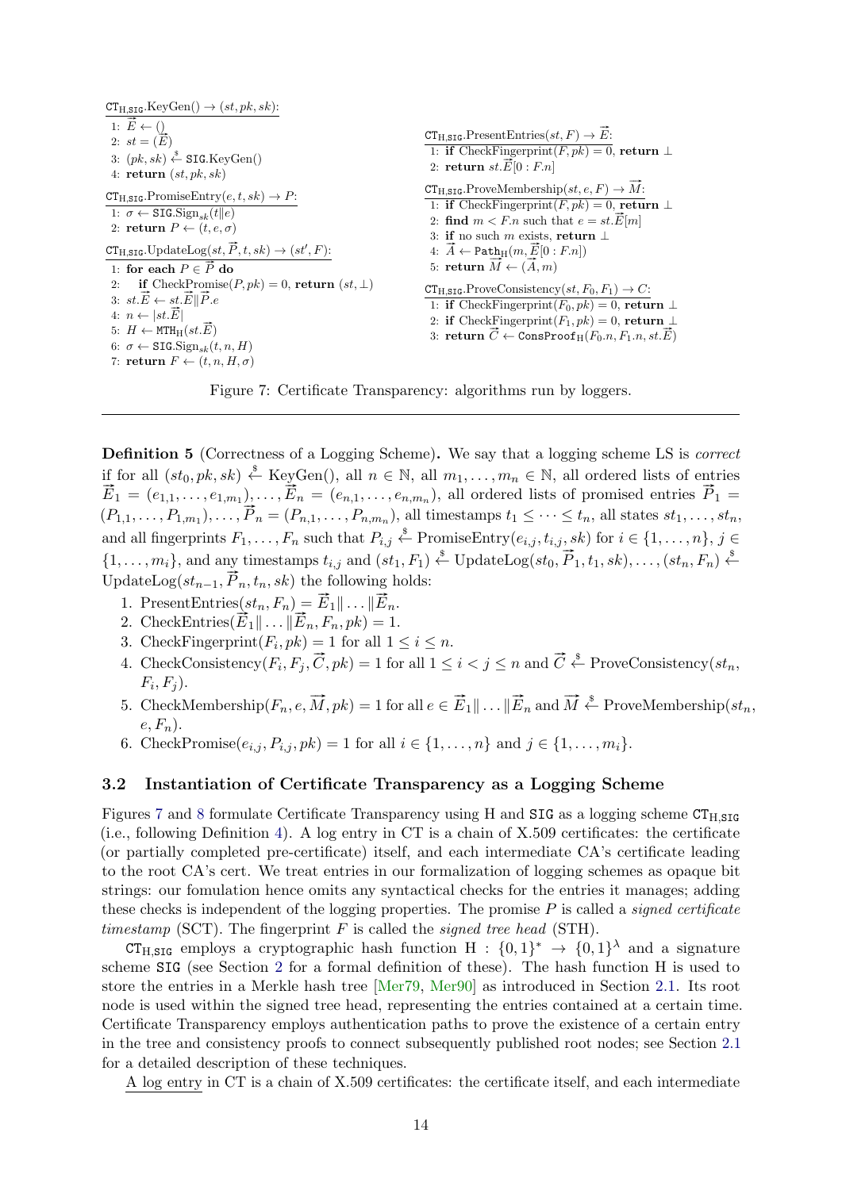$\mathtt{CT}_{\mathrm{H},\mathtt{SIG}}.\mathrm{KeyGen}() \to (st, pk, sk)$:

1: $\vec{E} \leftarrow ()$
2: $st = (\vec{E})$
3: $(pk, sk) \xleftarrow{\$} \mathtt{SIG}.\mathrm{KeyGen}()$
4: **return** $(st, pk, sk)$

$\mathtt{CT}_{\mathrm{H},\mathtt{SIG}}.\mathrm{PromiseEntry}(e, t, sk) \to P$:

1: $\sigma \leftarrow \mathtt{SIG}.\mathrm{Sign}_{sk}(t \| e)$
2: **return** $P \leftarrow (t, e, \sigma)$

$\mathtt{CT}_{\mathrm{H},\mathtt{SIG}}.\mathrm{UpdateLog}(st, \vec{P}, t, sk) \to (st', F)$:

1: **for each** $P \in \vec{P}$ **do**
2: &nbsp;&nbsp;&nbsp;&nbsp;**if** $\mathrm{CheckPromise}(P, pk) = 0$, **return** $(st, \perp)$
3: $st.\vec{E} \leftarrow st.\vec{E} \| \vec{P}.e$
4: $n \leftarrow |st.\vec{E}|$
5: $H \leftarrow \mathtt{MTH}_{\mathrm{H}}(st.\vec{E})$
6: $\sigma \leftarrow \mathtt{SIG}.\mathrm{Sign}_{sk}(t, n, H)$
7: **return** $F \leftarrow (t, n, H, \sigma)$

$\mathtt{CT}_{\mathrm{H},\mathtt{SIG}}.\mathrm{PresentEntries}(st, F) \to \vec{E}$:

1: **if** $\mathrm{CheckFingerprint}(F, pk) = 0$, **return** $\perp$
2: **return** $st.\vec{E}[0 : F.n]$

$\mathtt{CT}_{\mathrm{H},\mathtt{SIG}}.\mathrm{ProveMembership}(st, e, F) \to \vec{M}$:

1: **if** $\mathrm{CheckFingerprint}(F, pk) = 0$, **return** $\perp$
2: **find** $m < F.n$ such that $e = st.\vec{E}[m]$
3: **if** no such $m$ exists, **return** $\perp$
4: $\vec{A} \leftarrow \mathtt{Path}_{\mathrm{H}}(m, \vec{E}[0 : F.n])$
5: **return** $\vec{M} \leftarrow (\vec{A}, m)$

$\mathtt{CT}_{\mathrm{H},\mathtt{SIG}}.\mathrm{ProveConsistency}(st, F_0, F_1) \to C$:

1: **if** $\mathrm{CheckFingerprint}(F_0, pk) = 0$, **return** $\perp$
2: **if** $\mathrm{CheckFingerprint}(F_1, pk) = 0$, **return** $\perp$
3: **return** $\vec{C} \leftarrow \mathtt{ConsProof}_{\mathrm{H}}(F_0.n, F_1.n, st.\vec{E})$

Figure 7: Certificate Transparency: algorithms run by loggers.

**Definition 5** (Correctness of a Logging Scheme)**.** We say that a logging scheme LS is *correct* if for all $(st_0, pk, sk) \xleftarrow{\$} \mathrm{KeyGen}()$, all $n \in \mathbb{N}$, all $m_1, \ldots, m_n \in \mathbb{N}$, all ordered lists of entries $\vec{E}_1 = (e_{1,1}, \ldots, e_{1,m_1}), \ldots, \vec{E}_n = (e_{n,1}, \ldots, e_{n,m_n})$, all ordered lists of promised entries $\vec{P}_1 = (P_{1,1}, \ldots, P_{1,m_1}), \ldots, \vec{P}_n = (P_{n,1}, \ldots, P_{n,m_n})$, all timestamps $t_1 \leq \cdots \leq t_n$, all states $st_1, \ldots, st_n$, and all fingerprints $F_1, \ldots, F_n$ such that $P_{i,j} \xleftarrow{\$} \mathrm{PromiseEntry}(e_{i,j}, t_{i,j}, sk)$ for $i \in \{1, \ldots, n\}$, $j \in \{1, \ldots, m_i\}$, and any timestamps $t_{i,j}$ and $(st_1, F_1) \xleftarrow{\$} \mathrm{UpdateLog}(st_0, \vec{P}_1, t_1, sk), \ldots, (st_n, F_n) \xleftarrow{\$} \mathrm{UpdateLog}(st_{n-1}, \vec{P}_n, t_n, sk)$ the following holds:

1. $\mathrm{PresentEntries}(st_n, F_n) = \vec{E}_1 \| \ldots \| \vec{E}_n$.
2. $\mathrm{CheckEntries}(\vec{E}_1 \| \ldots \| \vec{E}_n, F_n, pk) = 1$.
3. $\mathrm{CheckFingerprint}(F_i, pk) = 1$ for all $1 \leq i \leq n$.
4. $\mathrm{CheckConsistency}(F_i, F_j, \vec{C}, pk) = 1$ for all $1 \leq i < j \leq n$ and $\vec{C} \xleftarrow{\$} \mathrm{ProveConsistency}(st_n, F_i, F_j)$.
5. $\mathrm{CheckMembership}(F_n, e, \vec{M}, pk) = 1$ for all $e \in \vec{E}_1 \| \ldots \| \vec{E}_n$ and $\vec{M} \xleftarrow{\$} \mathrm{ProveMembership}(st_n, e, F_n)$.
6. $\mathrm{CheckPromise}(e_{i,j}, P_{i,j}, pk) = 1$ for all $i \in \{1, \ldots, n\}$ and $j \in \{1, \ldots, m_i\}$.

## 3.2 Instantiation of Certificate Transparency as a Logging Scheme

Figures 7 and 8 formulate Certificate Transparency using H and SIG as a logging scheme $\mathtt{CT}_{\mathrm{H},\mathtt{SIG}}$ (i.e., following Definition 4). A log entry in CT is a chain of X.509 certificates: the certificate (or partially completed pre-certificate) itself, and each intermediate CA's certificate leading to the root CA's cert. We treat entries in our formalization of logging schemes as opaque bit strings: our fomulation hence omits any syntactical checks for the entries it manages; adding these checks is independent of the logging properties. The promise $P$ is called a *signed certificate timestamp* (SCT). The fingerprint $F$ is called the *signed tree head* (STH).

$\mathtt{CT}_{\mathrm{H},\mathtt{SIG}}$ employs a cryptographic hash function $\mathrm{H} : \{0,1\}^* \to \{0,1\}^\lambda$ and a signature scheme SIG (see Section 2 for a formal definition of these). The hash function H is used to store the entries in a Merkle hash tree [Mer79, Mer90] as introduced in Section 2.1. Its root node is used within the signed tree head, representing the entries contained at a certain time. Certificate Transparency employs authentication paths to prove the existence of a certain entry in the tree and consistency proofs to connect subsequently published root nodes; see Section 2.1 for a detailed description of these techniques.

A log entry in CT is a chain of X.509 certificates: the certificate itself, and each intermediate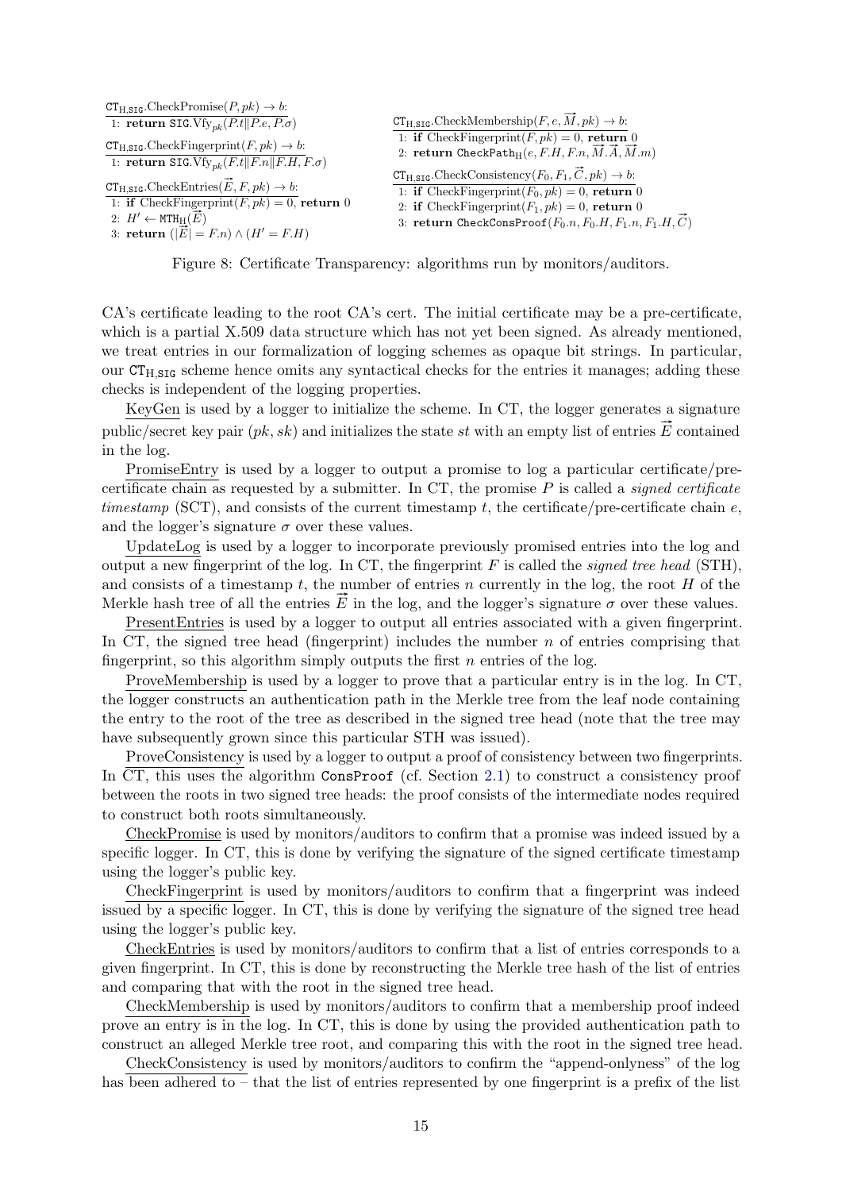$\mathtt{CT_{H,SIG}}$.CheckPromise$(P, pk) \to b$:
1: **return** $\mathtt{SIG}.\mathrm{Vfy}_{pk}(P.t \| P.e, P.\sigma)$

$\mathtt{CT_{H,SIG}}$.CheckFingerprint$(F, pk) \to b$:
1: **return** $\mathtt{SIG}.\mathrm{Vfy}_{pk}(F.t \| F.n \| F.H, F.\sigma)$

$\mathtt{CT_{H,SIG}}$.CheckEntries$(\vec{E}, F, pk) \to b$:
1: **if** CheckFingerprint$(F, pk) = 0$, **return** 0
2: $H' \leftarrow \mathtt{MTH_H}(\vec{E})$
3: **return** $(|\vec{E}| = F.n) \wedge (H' = F.H)$

$\mathtt{CT_{H,SIG}}$.CheckMembership$(F, e, \vec{M}, pk) \to b$:
1: **if** CheckFingerprint$(F, pk) = 0$, **return** 0
2: **return** $\mathtt{CheckPath_H}(e, F.H, F.n, \vec{M}.\vec{A}, \vec{M}.m)$

$\mathtt{CT_{H,SIG}}$.CheckConsistency$(F_0, F_1, \vec{C}, pk) \to b$:
1: **if** CheckFingerprint$(F_0, pk) = 0$, **return** 0
2: **if** CheckFingerprint$(F_1, pk) = 0$, **return** 0
3: **return** $\mathtt{CheckConsProof}(F_0.n, F_0.H, F_1.n, F_1.H, \vec{C})$

Figure 8: Certificate Transparency: algorithms run by monitors/auditors.

CA's certificate leading to the root CA's cert. The initial certificate may be a pre-certificate, which is a partial X.509 data structure which has not yet been signed. As already mentioned, we treat entries in our formalization of logging schemes as opaque bit strings. In particular, our $\mathtt{CT_{H,SIG}}$ scheme hence omits any syntactical checks for the entries it manages; adding these checks is independent of the logging properties.

KeyGen is used by a logger to initialize the scheme. In CT, the logger generates a signature public/secret key pair $(pk, sk)$ and initializes the state $st$ with an empty list of entries $\vec{E}$ contained in the log.

PromiseEntry is used by a logger to output a promise to log a particular certificate/pre-certificate chain as requested by a submitter. In CT, the promise $P$ is called a *signed certificate timestamp* (SCT), and consists of the current timestamp $t$, the certificate/pre-certificate chain $e$, and the logger's signature $\sigma$ over these values.

UpdateLog is used by a logger to incorporate previously promised entries into the log and output a new fingerprint of the log. In CT, the fingerprint $F$ is called the *signed tree head* (STH), and consists of a timestamp $t$, the number of entries $n$ currently in the log, the root $H$ of the Merkle hash tree of all the entries $\vec{E}$ in the log, and the logger's signature $\sigma$ over these values.

PresentEntries is used by a logger to output all entries associated with a given fingerprint. In CT, the signed tree head (fingerprint) includes the number $n$ of entries comprising that fingerprint, so this algorithm simply outputs the first $n$ entries of the log.

ProveMembership is used by a logger to prove that a particular entry is in the log. In CT, the logger constructs an authentication path in the Merkle tree from the leaf node containing the entry to the root of the tree as described in the signed tree head (note that the tree may have subsequently grown since this particular STH was issued).

ProveConsistency is used by a logger to output a proof of consistency between two fingerprints. In CT, this uses the algorithm $\mathtt{ConsProof}$ (cf. Section 2.1) to construct a consistency proof between the roots in two signed tree heads: the proof consists of the intermediate nodes required to construct both roots simultaneously.

CheckPromise is used by monitors/auditors to confirm that a promise was indeed issued by a specific logger. In CT, this is done by verifying the signature of the signed certificate timestamp using the logger's public key.

CheckFingerprint is used by monitors/auditors to confirm that a fingerprint was indeed issued by a specific logger. In CT, this is done by verifying the signature of the signed tree head using the logger's public key.

CheckEntries is used by monitors/auditors to confirm that a list of entries corresponds to a given fingerprint. In CT, this is done by reconstructing the Merkle tree hash of the list of entries and comparing that with the root in the signed tree head.

CheckMembership is used by monitors/auditors to confirm that a membership proof indeed prove an entry is in the log. In CT, this is done by using the provided authentication path to construct an alleged Merkle tree root, and comparing this with the root in the signed tree head.

CheckConsistency is used by monitors/auditors to confirm the "append-onlyness" of the log has been adhered to – that the list of entries represented by one fingerprint is a prefix of the list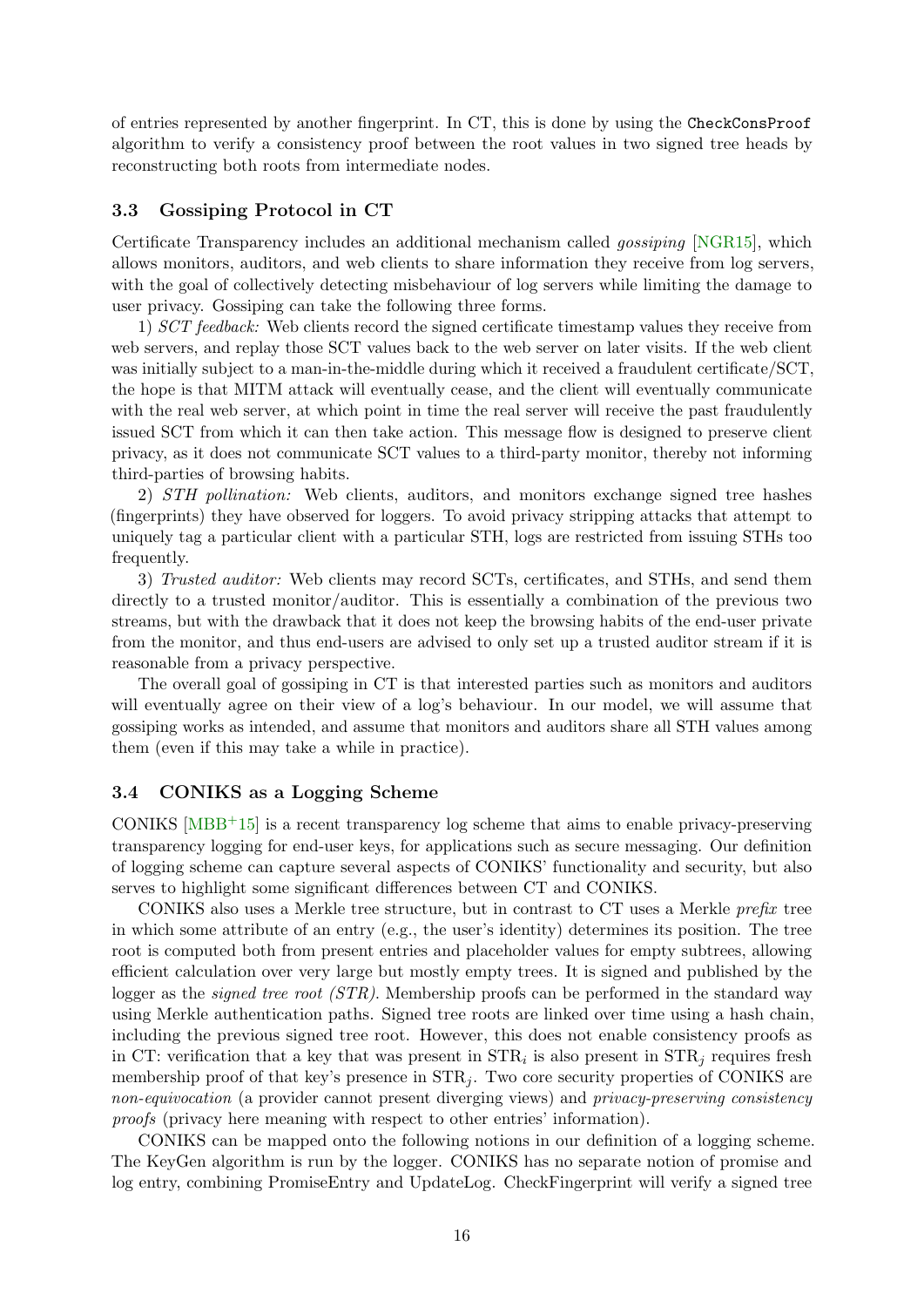of entries represented by another fingerprint. In CT, this is done by using the `CheckConsProof` algorithm to verify a consistency proof between the root values in two signed tree heads by reconstructing both roots from intermediate nodes.

### 3.3 Gossiping Protocol in CT

Certificate Transparency includes an additional mechanism called *gossiping* [NGR15], which allows monitors, auditors, and web clients to share information they receive from log servers, with the goal of collectively detecting misbehaviour of log servers while limiting the damage to user privacy. Gossiping can take the following three forms.

1) *SCT feedback:* Web clients record the signed certificate timestamp values they receive from web servers, and replay those SCT values back to the web server on later visits. If the web client was initially subject to a man-in-the-middle during which it received a fraudulent certificate/SCT, the hope is that MITM attack will eventually cease, and the client will eventually communicate with the real web server, at which point in time the real server will receive the past fraudulently issued SCT from which it can then take action. This message flow is designed to preserve client privacy, as it does not communicate SCT values to a third-party monitor, thereby not informing third-parties of browsing habits.

2) *STH pollination:* Web clients, auditors, and monitors exchange signed tree hashes (fingerprints) they have observed for loggers. To avoid privacy stripping attacks that attempt to uniquely tag a particular client with a particular STH, logs are restricted from issuing STHs too frequently.

3) *Trusted auditor:* Web clients may record SCTs, certificates, and STHs, and send them directly to a trusted monitor/auditor. This is essentially a combination of the previous two streams, but with the drawback that it does not keep the browsing habits of the end-user private from the monitor, and thus end-users are advised to only set up a trusted auditor stream if it is reasonable from a privacy perspective.

The overall goal of gossiping in CT is that interested parties such as monitors and auditors will eventually agree on their view of a log's behaviour. In our model, we will assume that gossiping works as intended, and assume that monitors and auditors share all STH values among them (even if this may take a while in practice).

### 3.4 CONIKS as a Logging Scheme

CONIKS [MBB+15] is a recent transparency log scheme that aims to enable privacy-preserving transparency logging for end-user keys, for applications such as secure messaging. Our definition of logging scheme can capture several aspects of CONIKS' functionality and security, but also serves to highlight some significant differences between CT and CONIKS.

CONIKS also uses a Merkle tree structure, but in contrast to CT uses a Merkle *prefix* tree in which some attribute of an entry (e.g., the user's identity) determines its position. The tree root is computed both from present entries and placeholder values for empty subtrees, allowing efficient calculation over very large but mostly empty trees. It is signed and published by the logger as the *signed tree root (STR)*. Membership proofs can be performed in the standard way using Merkle authentication paths. Signed tree roots are linked over time using a hash chain, including the previous signed tree root. However, this does not enable consistency proofs as in CT: verification that a key that was present in $\mathrm{STR}_i$ is also present in $\mathrm{STR}_j$ requires fresh membership proof of that key's presence in $\mathrm{STR}_j$. Two core security properties of CONIKS are *non-equivocation* (a provider cannot present diverging views) and *privacy-preserving consistency proofs* (privacy here meaning with respect to other entries' information).

CONIKS can be mapped onto the following notions in our definition of a logging scheme. The KeyGen algorithm is run by the logger. CONIKS has no separate notion of promise and log entry, combining PromiseEntry and UpdateLog. CheckFingerprint will verify a signed tree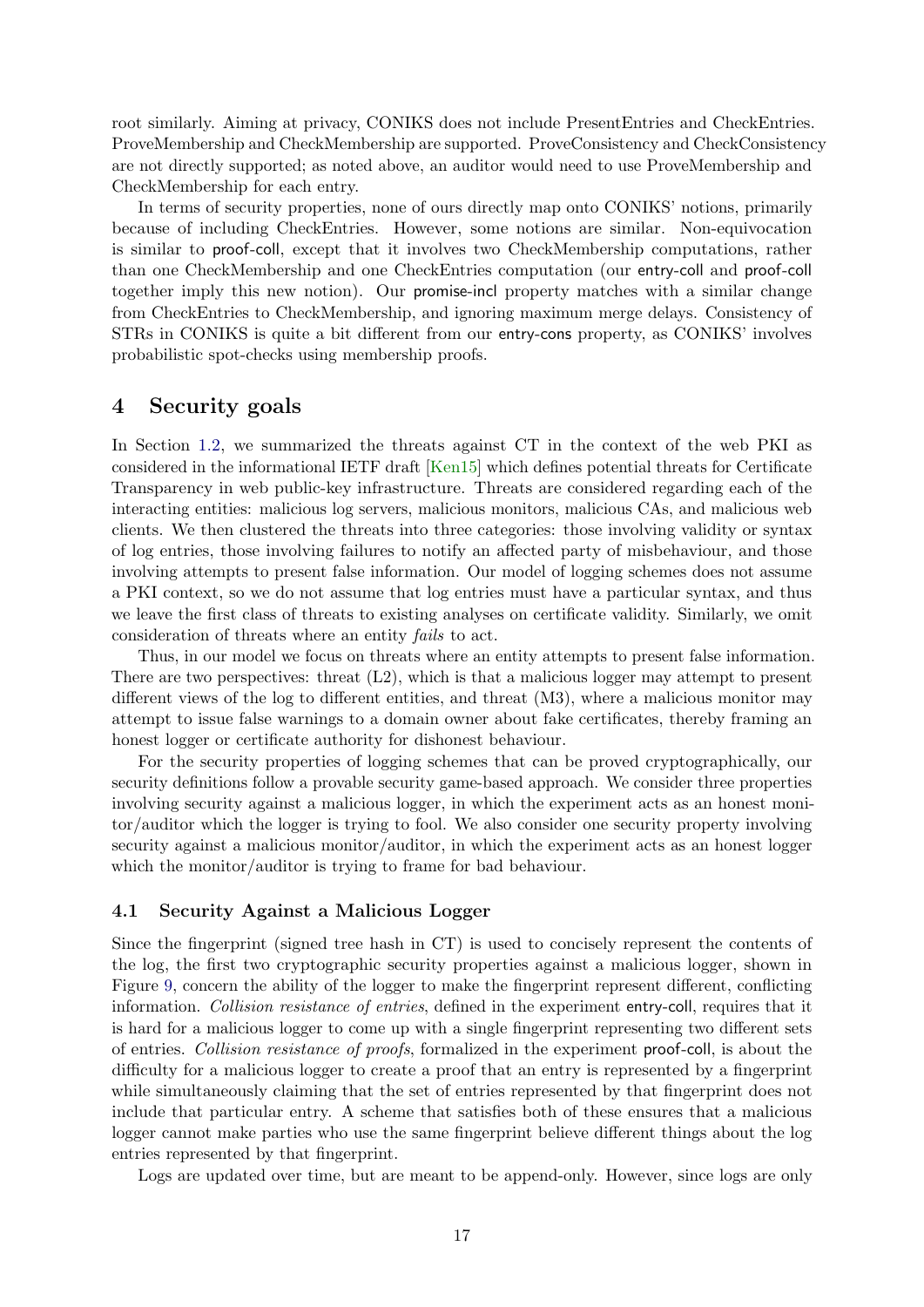root similarly. Aiming at privacy, CONIKS does not include PresentEntries and CheckEntries. ProveMembership and CheckMembership are supported. ProveConsistency and CheckConsistency are not directly supported; as noted above, an auditor would need to use ProveMembership and CheckMembership for each entry.

In terms of security properties, none of ours directly map onto CONIKS' notions, primarily because of including CheckEntries. However, some notions are similar. Non-equivocation is similar to proof-coll, except that it involves two CheckMembership computations, rather than one CheckMembership and one CheckEntries computation (our entry-coll and proof-coll together imply this new notion). Our promise-incl property matches with a similar change from CheckEntries to CheckMembership, and ignoring maximum merge delays. Consistency of STRs in CONIKS is quite a bit different from our entry-cons property, as CONIKS' involves probabilistic spot-checks using membership proofs.

## 4 Security goals

In Section 1.2, we summarized the threats against CT in the context of the web PKI as considered in the informational IETF draft [Ken15] which defines potential threats for Certificate Transparency in web public-key infrastructure. Threats are considered regarding each of the interacting entities: malicious log servers, malicious monitors, malicious CAs, and malicious web clients. We then clustered the threats into three categories: those involving validity or syntax of log entries, those involving failures to notify an affected party of misbehaviour, and those involving attempts to present false information. Our model of logging schemes does not assume a PKI context, so we do not assume that log entries must have a particular syntax, and thus we leave the first class of threats to existing analyses on certificate validity. Similarly, we omit consideration of threats where an entity *fails* to act.

Thus, in our model we focus on threats where an entity attempts to present false information. There are two perspectives: threat (L2), which is that a malicious logger may attempt to present different views of the log to different entities, and threat (M3), where a malicious monitor may attempt to issue false warnings to a domain owner about fake certificates, thereby framing an honest logger or certificate authority for dishonest behaviour.

For the security properties of logging schemes that can be proved cryptographically, our security definitions follow a provable security game-based approach. We consider three properties involving security against a malicious logger, in which the experiment acts as an honest monitor/auditor which the logger is trying to fool. We also consider one security property involving security against a malicious monitor/auditor, in which the experiment acts as an honest logger which the monitor/auditor is trying to frame for bad behaviour.

### 4.1 Security Against a Malicious Logger

Since the fingerprint (signed tree hash in CT) is used to concisely represent the contents of the log, the first two cryptographic security properties against a malicious logger, shown in Figure 9, concern the ability of the logger to make the fingerprint represent different, conflicting information. *Collision resistance of entries*, defined in the experiment entry-coll, requires that it is hard for a malicious logger to come up with a single fingerprint representing two different sets of entries. *Collision resistance of proofs*, formalized in the experiment proof-coll, is about the difficulty for a malicious logger to create a proof that an entry is represented by a fingerprint while simultaneously claiming that the set of entries represented by that fingerprint does not include that particular entry. A scheme that satisfies both of these ensures that a malicious logger cannot make parties who use the same fingerprint believe different things about the log entries represented by that fingerprint.

Logs are updated over time, but are meant to be append-only. However, since logs are only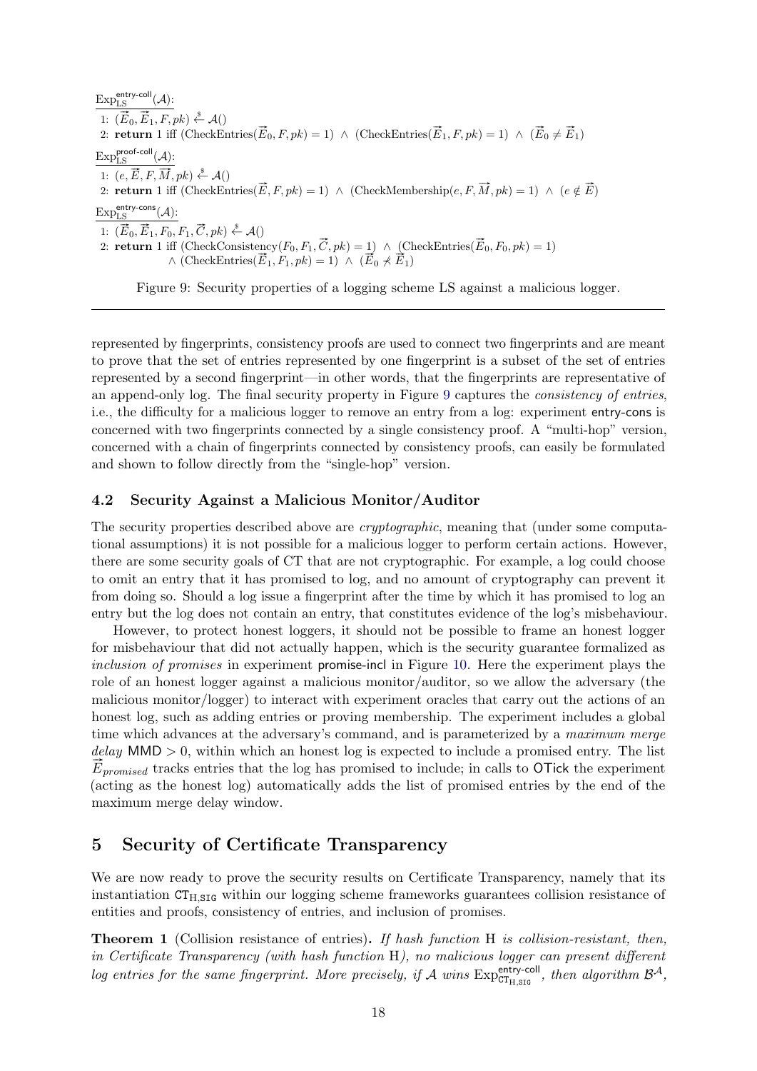$\text{Exp}_{\text{LS}}^{\text{entry-coll}}(\mathcal{A})$:

1: $(\vec{E}_0, \vec{E}_1, F, pk) \xleftarrow{\$} \mathcal{A}()$

2: **return** 1 iff $(\text{CheckEntries}(\vec{E}_0, F, pk) = 1) \wedge (\text{CheckEntries}(\vec{E}_1, F, pk) = 1) \wedge (\vec{E}_0 \neq \vec{E}_1)$

$\text{Exp}_{\text{LS}}^{\text{proof-coll}}(\mathcal{A})$:

1: $(e, \vec{E}, F, \vec{M}, pk) \xleftarrow{\$} \mathcal{A}()$

2: **return** 1 iff $(\text{CheckEntries}(\vec{E}, F, pk) = 1) \wedge (\text{CheckMembership}(e, F, \vec{M}, pk) = 1) \wedge (e \notin \vec{E})$

$\text{Exp}_{\text{LS}}^{\text{entry-cons}}(\mathcal{A})$:

1: $(\vec{E}_0, \vec{E}_1, F_0, F_1, \vec{C}, pk) \xleftarrow{\$} \mathcal{A}()$

2: **return** 1 iff $(\text{CheckConsistency}(F_0, F_1, \vec{C}, pk) = 1) \wedge (\text{CheckEntries}(\vec{E}_0, F_0, pk) = 1)$
$\wedge (\text{CheckEntries}(\vec{E}_1, F_1, pk) = 1) \wedge (\vec{E}_0 \not\preceq \vec{E}_1)$

Figure 9: Security properties of a logging scheme LS against a malicious logger.

represented by fingerprints, consistency proofs are used to connect two fingerprints and are meant to prove that the set of entries represented by one fingerprint is a subset of the set of entries represented by a second fingerprint—in other words, that the fingerprints are representative of an append-only log. The final security property in Figure 9 captures the *consistency of entries*, i.e., the difficulty for a malicious logger to remove an entry from a log: experiment entry-cons is concerned with two fingerprints connected by a single consistency proof. A "multi-hop" version, concerned with a chain of fingerprints connected by consistency proofs, can easily be formulated and shown to follow directly from the "single-hop" version.

## 4.2 Security Against a Malicious Monitor/Auditor

The security properties described above are *cryptographic*, meaning that (under some computational assumptions) it is not possible for a malicious logger to perform certain actions. However, there are some security goals of CT that are not cryptographic. For example, a log could choose to omit an entry that it has promised to log, and no amount of cryptography can prevent it from doing so. Should a log issue a fingerprint after the time by which it has promised to log an entry but the log does not contain an entry, that constitutes evidence of the log's misbehaviour.

However, to protect honest loggers, it should not be possible to frame an honest logger for misbehaviour that did not actually happen, which is the security guarantee formalized as *inclusion of promises* in experiment promise-incl in Figure 10. Here the experiment plays the role of an honest logger against a malicious monitor/auditor, so we allow the adversary (the malicious monitor/logger) to interact with experiment oracles that carry out the actions of an honest log, such as adding entries or proving membership. The experiment includes a global time which advances at the adversary's command, and is parameterized by a *maximum merge delay* $\mathsf{MMD} > 0$, within which an honest log is expected to include a promised entry. The list $\vec{E}_{promised}$ tracks entries that the log has promised to include; in calls to OTick the experiment (acting as the honest log) automatically adds the list of promised entries by the end of the maximum merge delay window.

# 5 Security of Certificate Transparency

We are now ready to prove the security results on Certificate Transparency, namely that its instantiation $\mathsf{CT}_{\mathrm{H,SIG}}$ within our logging scheme frameworks guarantees collision resistance of entities and proofs, consistency of entries, and inclusion of promises.

**Theorem 1** (Collision resistance of entries)**.** *If hash function* H *is collision-resistant, then, in Certificate Transparency (with hash function* H*), no malicious logger can present different log entries for the same fingerprint. More precisely, if $\mathcal{A}$ wins $\text{Exp}_{\mathsf{CT}_{\mathrm{H,SIG}}}^{\text{entry-coll}}$, then algorithm $\mathcal{B}^{\mathcal{A}}$,*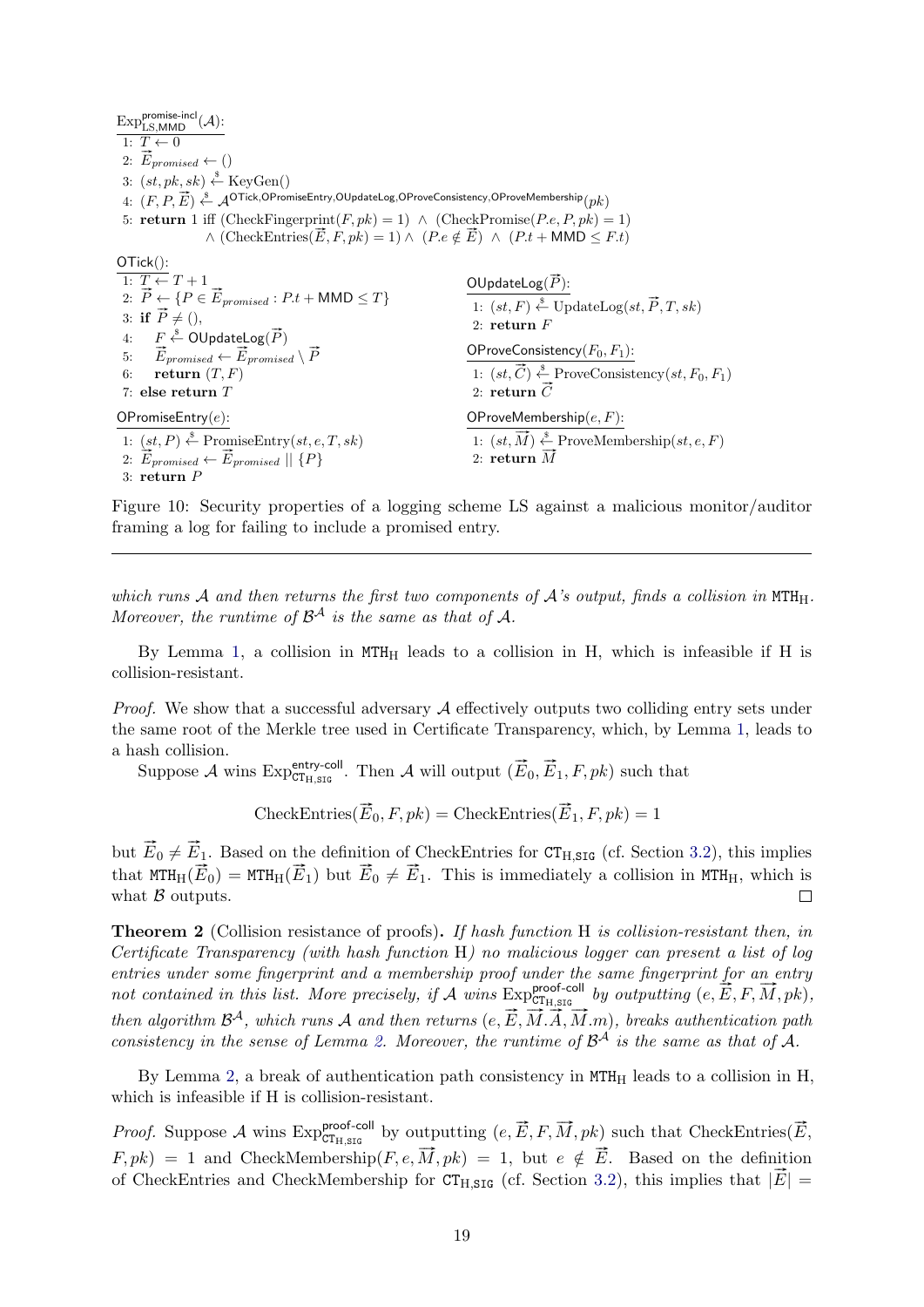$\text{Exp}^{\text{promise-incl}}_{\text{LS,MMD}}(\mathcal{A})$:

```
1: T ← 0
2: E_promised ← ()
3: (st, pk, sk) ←$ KeyGen()
4: (F, P, E) ←$ A^{OTick,OPromiseEntry,OUpdateLog,OProveConsistency,OProveMembership}(pk)
5: return 1 iff (CheckFingerprint(F, pk) = 1) ∧ (CheckPromise(P.e, P, pk) = 1)
            ∧ (CheckEntries(E, F, pk) = 1) ∧ (P.e ∉ E) ∧ (P.t + MMD ≤ F.t)
```

OTick():

```
1: T ← T + 1
2: P ← {P ∈ E_promised : P.t + MMD ≤ T}
3: if P ≠ (),
4:     F ←$ OUpdateLog(P)
5:     E_promised ← E_promised \ P
6:     return (T, F)
7: else return T
```

OPromiseEntry(e):

```
1: (st, P) ←$ PromiseEntry(st, e, T, sk)
2: E_promised ← E_promised || {P}
3: return P
```

OUpdateLog(P):

```
1: (st, F) ←$ UpdateLog(st, P, T, sk)
2: return F
```

OProveConsistency(F_0, F_1):

```
1: (st, C) ←$ ProveConsistency(st, F_0, F_1)
2: return C
```

OProveMembership(e, F):

```
1: (st, M) ←$ ProveMembership(st, e, F)
2: return M
```

Figure 10: Security properties of a logging scheme LS against a malicious monitor/auditor framing a log for failing to include a promised entry.

---

*which runs $\mathcal{A}$ and then returns the first two components of $\mathcal{A}$'s output, finds a collision in $\mathtt{MTH}_\mathrm{H}$. Moreover, the runtime of $\mathcal{B}^\mathcal{A}$ is the same as that of $\mathcal{A}$.*

By Lemma 1, a collision in $\mathtt{MTH}_\mathrm{H}$ leads to a collision in H, which is infeasible if H is collision-resistant.

*Proof.* We show that a successful adversary $\mathcal{A}$ effectively outputs two colliding entry sets under the same root of the Merkle tree used in Certificate Transparency, which, by Lemma 1, leads to a hash collision.

Suppose $\mathcal{A}$ wins $\text{Exp}^{\text{entry-coll}}_{\mathtt{CT}_{\mathrm{H},\mathtt{SIG}}}$. Then $\mathcal{A}$ will output $(\vec{E}_0, \vec{E}_1, F, pk)$ such that

$$\text{CheckEntries}(\vec{E}_0, F, pk) = \text{CheckEntries}(\vec{E}_1, F, pk) = 1$$

but $\vec{E}_0 \neq \vec{E}_1$. Based on the definition of CheckEntries for $\mathtt{CT}_{\mathrm{H},\mathtt{SIG}}$ (cf. Section 3.2), this implies that $\mathtt{MTH}_\mathrm{H}(\vec{E}_0) = \mathtt{MTH}_\mathrm{H}(\vec{E}_1)$ but $\vec{E}_0 \neq \vec{E}_1$. This is immediately a collision in $\mathtt{MTH}_\mathrm{H}$, which is what $\mathcal{B}$ outputs. □

**Theorem 2** (Collision resistance of proofs)**.** *If hash function* H *is collision-resistant then, in Certificate Transparency (with hash function* H*) no malicious logger can present a list of log entries under some fingerprint and a membership proof under the same fingerprint for an entry not contained in this list. More precisely, if $\mathcal{A}$ wins $\text{Exp}^{\text{proof-coll}}_{\mathtt{CT}_{\mathrm{H},\mathtt{SIG}}}$ by outputting $(e, \vec{E}, F, \vec{M}, pk)$, then algorithm $\mathcal{B}^\mathcal{A}$, which runs $\mathcal{A}$ and then returns $(e, \vec{E}, \vec{M}.\vec{A}, \vec{M}.m)$, breaks authentication path consistency in the sense of Lemma 2. Moreover, the runtime of $\mathcal{B}^\mathcal{A}$ is the same as that of $\mathcal{A}$.*

By Lemma 2, a break of authentication path consistency in $\mathtt{MTH}_\mathrm{H}$ leads to a collision in H, which is infeasible if H is collision-resistant.

*Proof.* Suppose $\mathcal{A}$ wins $\text{Exp}^{\text{proof-coll}}_{\mathtt{CT}_{\mathrm{H},\mathtt{SIG}}}$ by outputting $(e, \vec{E}, F, \vec{M}, pk)$ such that CheckEntries$(\vec{E}, F, pk) = 1$ and CheckMembership$(F, e, \vec{M}, pk) = 1$, but $e \notin \vec{E}$. Based on the definition of CheckEntries and CheckMembership for $\mathtt{CT}_{\mathrm{H},\mathtt{SIG}}$ (cf. Section 3.2), this implies that $|\vec{E}| =$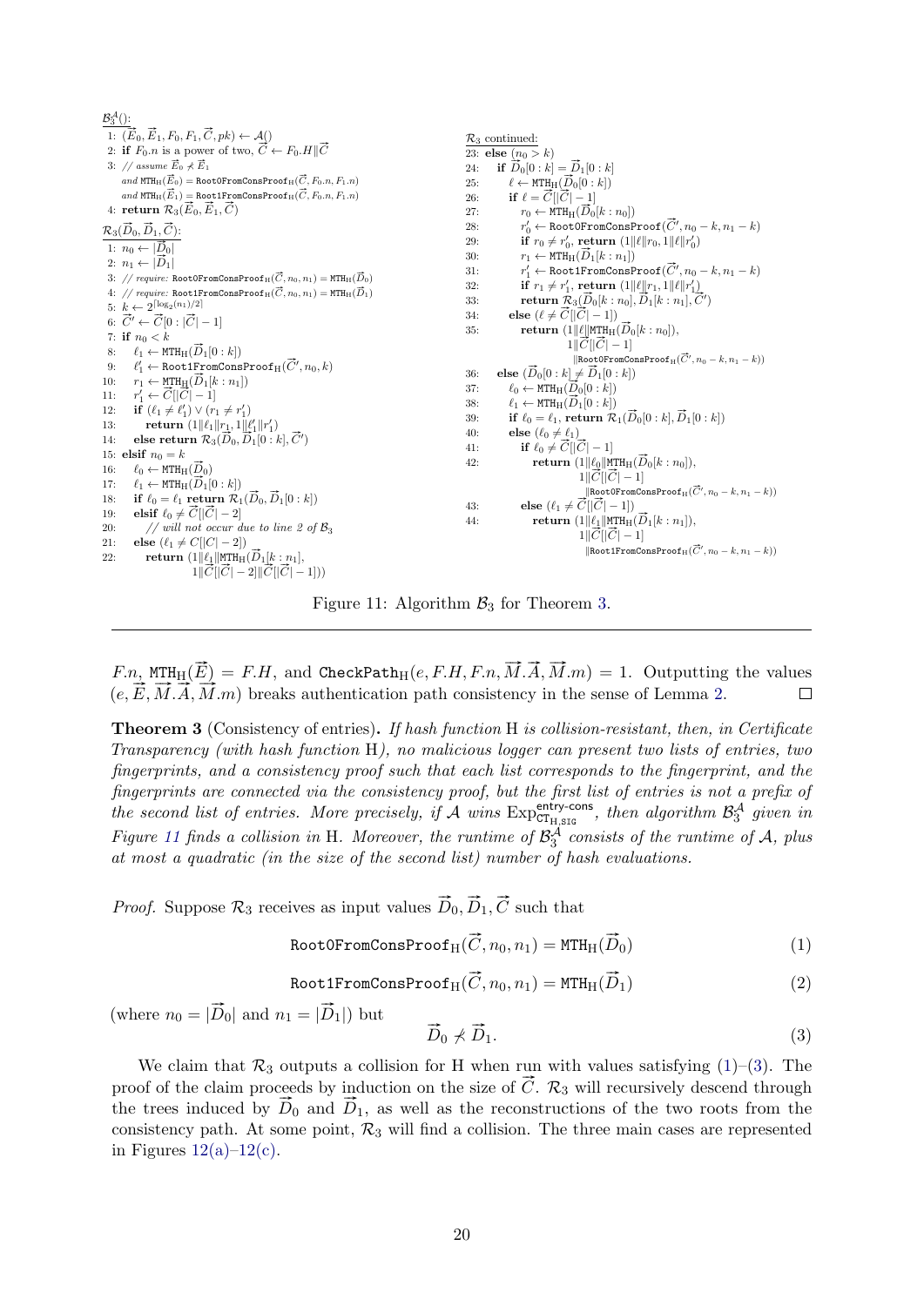```
B_3^A():
 1: (E_0, E_1, F_0, F_1, C, pk) ← A()
 2: if F_0.n is a power of two, C ← F_0.H||C
 3: // assume E_0 ⊀ E_1
    and MTH_H(E_0) = Root0FromConsProof_H(C, F_0.n, F_1.n)
    and MTH_H(E_1) = Root1FromConsProof_H(C, F_0.n, F_1.n)
 4: return R_3(E_0, E_1, C)

R_3(D_0, D_1, C):
 1: n_0 ← |D_0|
 2: n_1 ← |D_1|
 3: // require: Root0FromConsProof_H(C, n_0, n_1) = MTH_H(D_0)
 4: // require: Root1FromConsProof_H(C, n_0, n_1) = MTH_H(D_1)
 5: k ← 2^⌈log_2(n_1)/2⌉
 6: C' ← C[0 : |C| − 1]
 7: if n_0 < k
 8:   ℓ_1 ← MTH_H(D_1[0 : k])
 9:   ℓ'_1 ← Root1FromConsProof_H(C', n_0, k)
10:   r_1 ← MTH_H(D_1[k : n_1])
11:   r'_1 ← C[|C| − 1]
12:   if (ℓ_1 ≠ ℓ'_1) ∨ (r_1 ≠ r'_1)
13:     return (1||ℓ_1||r_1, 1||ℓ'_1||r'_1)
14:   else return R_3(D_0, D_1[0 : k], C')
15: elsif n_0 = k
16:   ℓ_0 ← MTH_H(D_0)
17:   ℓ_1 ← MTH_H(D_1[0 : k])
18:   if ℓ_0 = ℓ_1 return R_1(D_0, D_1[0 : k])
19:   elsif ℓ_0 ≠ C[|C| − 2]
20:     // will not occur due to line 2 of B_3
21:   else (ℓ_1 ≠ C[|C| − 2])
22:     return (1||ℓ_1||MTH_H(D_1[k : n_1],
                1||C[|C| − 2]||C[|C| − 1]))

R_3 continued:
23: else (n_0 > k)
24:   if D_0[0 : k] = D_1[0 : k]
25:     ℓ ← MTH_H(D_0[0 : k])
26:     if ℓ = C[|C| − 1]
27:       r_0 ← MTH_H(D_0[k : n_0])
28:       r'_0 ← Root0FromConsProof(C', n_0 − k, n_1 − k)
29:       if r_0 ≠ r'_0, return (1||ℓ||r_0, 1||ℓ||r'_0)
30:       r_1 ← MTH_H(D_1[k : n_1])
31:       r'_1 ← Root1FromConsProof(C', n_0 − k, n_1 − k)
32:       if r_1 ≠ r'_1, return (1||ℓ||r_1, 1||ℓ||r'_1)
33:       return R_3(D_0[k : n_0], D_1[k : n_1], C')
34:     else (ℓ ≠ C[|C| − 1])
35:       return (1||ℓ||MTH_H(D_0[k : n_0]),
                  1||C[|C| − 1]
                  ||Root0FromConsProof_H(C', n_0 − k, n_1 − k))
36:   else (D_0[0 : k] ≠ D_1[0 : k])
37:     ℓ_0 ← MTH_H(D_0[0 : k])
38:     ℓ_1 ← MTH_H(D_1[0 : k])
39:     if ℓ_0 = ℓ_1, return R_1(D_0[0 : k], D_1[0 : k])
40:     else (ℓ_0 ≠ ℓ_1)
41:       if ℓ_0 ≠ C[|C| − 1]
42:         return (1||ℓ_0||MTH_H(D_0[k : n_0]),
                    1||C[|C| − 1]
                    ||Root0FromConsProof_H(C', n_0 − k, n_1 − k))
43:       else (ℓ_1 ≠ C[|C| − 1])
44:         return (1||ℓ_1||MTH_H(D_1[k : n_1]),
                    1||C[|C| − 1]
                    ||Root1FromConsProof_H(C', n_0 − k, n_1 − k))
```

Figure 11: Algorithm $\mathcal{B}_3$ for Theorem 3.

---

$F.n$, $\mathtt{MTH}_{\mathrm{H}}(\vec{E}) = F.H$, and $\mathtt{CheckPath}_{\mathrm{H}}(e, F.H, F.n, \vec{M}.\vec{A}, \vec{M}.m) = 1$. Outputting the values $(e, \vec{E}, \vec{M}.\vec{A}, \vec{M}.m)$ breaks authentication path consistency in the sense of Lemma 2. $\square$

**Theorem 3** (Consistency of entries)**.** *If hash function* H *is collision-resistant, then, in Certificate Transparency (with hash function* H*), no malicious logger can present two lists of entries, two fingerprints, and a consistency proof such that each list corresponds to the fingerprint, and the fingerprints are connected via the consistency proof, but the first list of entries is not a prefix of the second list of entries. More precisely, if $\mathcal{A}$ wins $\mathrm{Exp}^{\text{entry-cons}}_{\mathrm{CT}_{\mathrm{H,SIG}}}$, then algorithm $\mathcal{B}_3^{\mathcal{A}}$ given in Figure 11 finds a collision in* H*. Moreover, the runtime of $\mathcal{B}_3^{\mathcal{A}}$ consists of the runtime of $\mathcal{A}$, plus at most a quadratic (in the size of the second list) number of hash evaluations.*

*Proof.* Suppose $\mathcal{R}_3$ receives as input values $\vec{D}_0, \vec{D}_1, \vec{C}$ such that

$$\mathtt{Root0FromConsProof}_{\mathrm{H}}(\vec{C}, n_0, n_1) = \mathtt{MTH}_{\mathrm{H}}(\vec{D}_0) \tag{1}$$

$$\mathtt{Root1FromConsProof}_{\mathrm{H}}(\vec{C}, n_0, n_1) = \mathtt{MTH}_{\mathrm{H}}(\vec{D}_1) \tag{2}$$

(where $n_0 = |\vec{D}_0|$ and $n_1 = |\vec{D}_1|$) but

$$\vec{D}_0 \not\preceq \vec{D}_1. \tag{3}$$

We claim that $\mathcal{R}_3$ outputs a collision for H when run with values satisfying (1)–(3). The proof of the claim proceeds by induction on the size of $\vec{C}$. $\mathcal{R}_3$ will recursively descend through the trees induced by $\vec{D}_0$ and $\vec{D}_1$, as well as the reconstructions of the two roots from the consistency path. At some point, $\mathcal{R}_3$ will find a collision. The three main cases are represented in Figures 12(a)–12(c).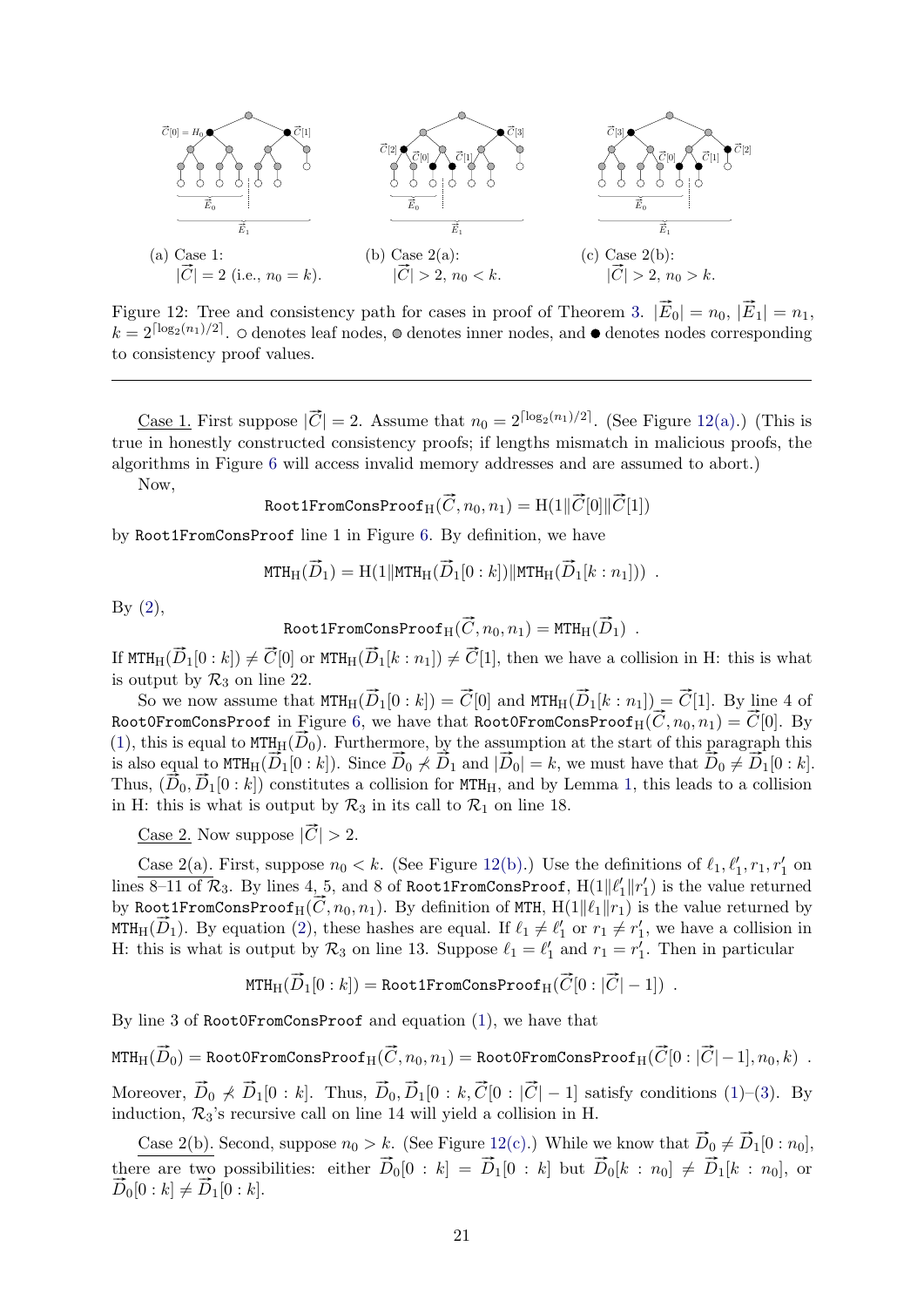$\vec{C}[0] = H_0$ $\vec{C}[1]$

$\vec{E}_0$

$\vec{E}_1$

(a) Case 1: $|\vec{C}| = 2$ (i.e., $n_0 = k$).

$\vec{C}[2]$ $\vec{C}[0]$ $\vec{C}[1]$ $\vec{C}[3]$

$\vec{E}_0$

$\vec{E}_1$

(b) Case 2(a): $|\vec{C}| > 2$, $n_0 < k$.

$\vec{C}[3]$ $\vec{C}[0]$ $\vec{C}[1]$ $\vec{C}[2]$

$\vec{E}_0$

$\vec{E}_1$

(c) Case 2(b): $|\vec{C}| > 2$, $n_0 > k$.

Figure 12: Tree and consistency path for cases in proof of Theorem 3. $|\vec{E}_0| = n_0$, $|\vec{E}_1| = n_1$, $k = 2^{\lceil \log_2(n_1)/2 \rceil}$. ○ denotes leaf nodes, ● denotes inner nodes, and ● denotes nodes corresponding to consistency proof values.

---

Case 1. First suppose $|\vec{C}| = 2$. Assume that $n_0 = 2^{\lceil \log_2(n_1)/2 \rceil}$. (See Figure 12(a).) (This is true in honestly constructed consistency proofs; if lengths mismatch in malicious proofs, the algorithms in Figure 6 will access invalid memory addresses and are assumed to abort.)

Now,

$$\texttt{Root1FromConsProof}_{\mathrm{H}}(\vec{C}, n_0, n_1) = \mathrm{H}(1 \| \vec{C}[0] \| \vec{C}[1])$$

by Root1FromConsProof line 1 in Figure 6. By definition, we have

$$\texttt{MTH}_{\mathrm{H}}(\vec{D}_1) = \mathrm{H}(1 \| \texttt{MTH}_{\mathrm{H}}(\vec{D}_1[0:k]) \| \texttt{MTH}_{\mathrm{H}}(\vec{D}_1[k:n_1])) \ .$$

By (2),

$$\texttt{Root1FromConsProof}_{\mathrm{H}}(\vec{C}, n_0, n_1) = \texttt{MTH}_{\mathrm{H}}(\vec{D}_1) \ .$$

If $\texttt{MTH}_{\mathrm{H}}(\vec{D}_1[0:k]) \neq \vec{C}[0]$ or $\texttt{MTH}_{\mathrm{H}}(\vec{D}_1[k:n_1]) \neq \vec{C}[1]$, then we have a collision in H: this is what is output by $\mathcal{R}_3$ on line 22.

So we now assume that $\texttt{MTH}_{\mathrm{H}}(\vec{D}_1[0:k]) = \vec{C}[0]$ and $\texttt{MTH}_{\mathrm{H}}(\vec{D}_1[k:n_1]) = \vec{C}[1]$. By line 4 of Root0FromConsProof in Figure 6, we have that $\texttt{Root0FromConsProof}_{\mathrm{H}}(\vec{C}, n_0, n_1) = \vec{C}[0]$. By (1), this is equal to $\texttt{MTH}_{\mathrm{H}}(\vec{D}_0)$. Furthermore, by the assumption at the start of this paragraph this is also equal to $\texttt{MTH}_{\mathrm{H}}(\vec{D}_1[0:k])$. Since $\vec{D}_0 \not\preceq \vec{D}_1$ and $|\vec{D}_0| = k$, we must have that $\vec{D}_0 \neq \vec{D}_1[0:k]$. Thus, $(\vec{D}_0, \vec{D}_1[0:k])$ constitutes a collision for $\texttt{MTH}_{\mathrm{H}}$, and by Lemma 1, this leads to a collision in H: this is what is output by $\mathcal{R}_3$ in its call to $\mathcal{R}_1$ on line 18.

Case 2. Now suppose $|\vec{C}| > 2$.

Case 2(a). First, suppose $n_0 < k$. (See Figure 12(b).) Use the definitions of $\ell_1, \ell_1', r_1, r_1'$ on lines 8–11 of $\mathcal{R}_3$. By lines 4, 5, and 8 of Root1FromConsProof, $\mathrm{H}(1 \| \ell_1' \| r_1')$ is the value returned by $\texttt{Root1FromConsProof}_{\mathrm{H}}(\vec{C}, n_0, n_1)$. By definition of MTH, $\mathrm{H}(1 \| \ell_1 \| r_1)$ is the value returned by $\texttt{MTH}_{\mathrm{H}}(\vec{D}_1)$. By equation (2), these hashes are equal. If $\ell_1 \neq \ell_1'$ or $r_1 \neq r_1'$, we have a collision in H: this is what is output by $\mathcal{R}_3$ on line 13. Suppose $\ell_1 = \ell_1'$ and $r_1 = r_1'$. Then in particular

$$\texttt{MTH}_{\mathrm{H}}(\vec{D}_1[0:k]) = \texttt{Root1FromConsProof}_{\mathrm{H}}(\vec{C}[0:|\vec{C}|-1]) \ .$$

By line 3 of Root0FromConsProof and equation (1), we have that

$$\texttt{MTH}_{\mathrm{H}}(\vec{D}_0) = \texttt{Root0FromConsProof}_{\mathrm{H}}(\vec{C}, n_0, n_1) = \texttt{Root0FromConsProof}_{\mathrm{H}}(\vec{C}[0:|\vec{C}|-1], n_0, k) \ .$$

Moreover, $\vec{D}_0 \not\preceq \vec{D}_1[0:k]$. Thus, $\vec{D}_0, \vec{D}_1[0:k, \vec{C}[0:|\vec{C}|-1]$ satisfy conditions (1)–(3). By induction, $\mathcal{R}_3$'s recursive call on line 14 will yield a collision in H.

Case 2(b). Second, suppose $n_0 > k$. (See Figure 12(c).) While we know that $\vec{D}_0 \neq \vec{D}_1[0:n_0]$, there are two possibilities: either $\vec{D}_0[0:k] = \vec{D}_1[0:k]$ but $\vec{D}_0[k:n_0] \neq \vec{D}_1[k:n_0]$, or $\vec{D}_0[0:k] \neq \vec{D}_1[0:k]$.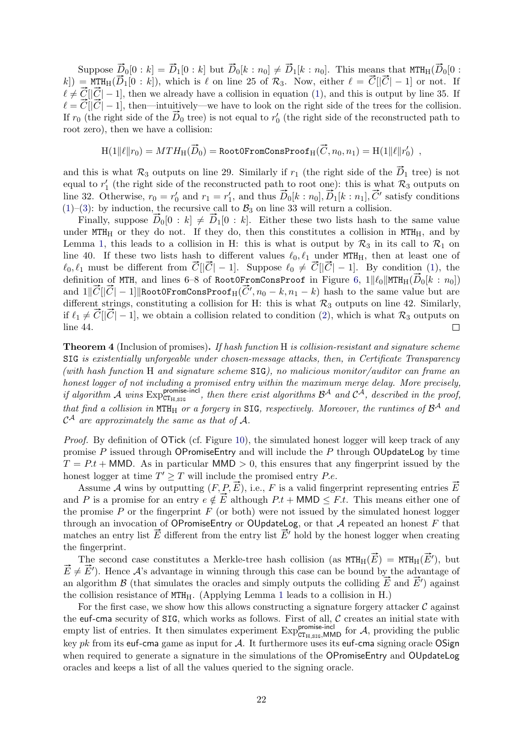Suppose $\vec{D}_0[0:k] = \vec{D}_1[0:k]$ but $\vec{D}_0[k:n_0] \neq \vec{D}_1[k:n_0]$. This means that $\mathtt{MTH}_{\mathrm{H}}(\vec{D}_0[0:k]) = \mathtt{MTH}_{\mathrm{H}}(\vec{D}_1[0:k])$, which is $\ell$ on line 25 of $\mathcal{R}_3$. Now, either $\ell = \vec{C}[|\vec{C}|-1]$ or not. If $\ell \neq \vec{C}[|\vec{C}|-1]$, then we already have a collision in equation (1), and this is output by line 35. If $\ell = \vec{C}[|\vec{C}|-1]$, then—intuitively—we have to look on the right side of the trees for the collision. If $r_0$ (the right side of the $\vec{D}_0$ tree) is not equal to $r'_0$ (the right side of the reconstructed path to root zero), then we have a collision:

$$\mathrm{H}(1\|\ell\|r_0) = MTH_{\mathrm{H}}(\vec{D}_0) = \mathtt{Root0FromConsProof}_{\mathrm{H}}(\vec{C}, n_0, n_1) = \mathrm{H}(1\|\ell\|r'_0) \enspace ,$$

and this is what $\mathcal{R}_3$ outputs on line 29. Similarly if $r_1$ (the right side of the $\vec{D}_1$ tree) is not equal to $r'_1$ (the right side of the reconstructed path to root one): this is what $\mathcal{R}_3$ outputs on line 32. Otherwise, $r_0 = r'_0$ and $r_1 = r'_1$, and thus $\vec{D}_0[k:n_0], \vec{D}_1[k:n_1], \vec{C}'$ satisfy conditions (1)–(3): by induction, the recursive call to $\mathcal{B}_3$ on line 33 will return a collision.

Finally, suppose $\vec{D}_0[0:k] \neq \vec{D}_1[0:k]$. Either these two lists hash to the same value under $\mathtt{MTH}_{\mathrm{H}}$ or they do not. If they do, then this constitutes a collision in $\mathtt{MTH}_{\mathrm{H}}$, and by Lemma 1, this leads to a collision in H: this is what is output by $\mathcal{R}_3$ in its call to $\mathcal{R}_1$ on line 40. If these two lists hash to different values $\ell_0, \ell_1$ under $\mathtt{MTH}_{\mathrm{H}}$, then at least one of $\ell_0, \ell_1$ must be different from $\vec{C}[|\vec{C}|-1]$. Suppose $\ell_0 \neq \vec{C}[|\vec{C}|-1]$. By condition (1), the definition of MTH, and lines 6–8 of Root0FromConsProof in Figure 6, $1\|\ell_0\|\mathtt{MTH}_{\mathrm{H}}(\vec{D}_0[k:n_0])$ and $1\|\vec{C}[|\vec{C}|-1]\|\mathtt{Root0FromConsProof}_{\mathrm{H}}(\vec{C}', n_0-k, n_1-k)$ hash to the same value but are different strings, constituting a collision for H: this is what $\mathcal{R}_3$ outputs on line 42. Similarly, if $\ell_1 \neq \vec{C}[|\vec{C}|-1]$, we obtain a collision related to condition (2), which is what $\mathcal{R}_3$ outputs on line 44. □

**Theorem 4** (Inclusion of promises). *If hash function* H *is collision-resistant and signature scheme* SIG *is existentially unforgeable under chosen-message attacks, then, in Certificate Transparency (with hash function* H *and signature scheme* SIG*), no malicious monitor/auditor can frame an honest logger of not including a promised entry within the maximum merge delay. More precisely, if algorithm $\mathcal{A}$ wins $\mathrm{Exp}^{\mathsf{promise\text{-}incl}}_{\mathtt{CT}_{\mathrm{H},\mathtt{SIG}}}$, then there exist algorithms $\mathcal{B}^{\mathcal{A}}$ and $\mathcal{C}^{\mathcal{A}}$, described in the proof, that find a collision in $\mathtt{MTH}_{\mathrm{H}}$ or a forgery in* SIG*, respectively. Moreover, the runtimes of $\mathcal{B}^{\mathcal{A}}$ and $\mathcal{C}^{\mathcal{A}}$ are approximately the same as that of $\mathcal{A}$.*

*Proof.* By definition of OTick (cf. Figure 10), the simulated honest logger will keep track of any promise $P$ issued through OPromiseEntry and will include the $P$ through OUpdateLog by time $T = P.t + \mathsf{MMD}$. As in particular $\mathsf{MMD} > 0$, this ensures that any fingerprint issued by the honest logger at time $T' \geq T$ will include the promised entry $P.e$.

Assume $\mathcal{A}$ wins by outputting $(F, P, \vec{E})$, i.e., $F$ is a valid fingerprint representing entries $\vec{E}$ and $P$ is a promise for an entry $e \notin \vec{E}$ although $P.t + \mathsf{MMD} \leq F.t$. This means either one of the promise $P$ or the fingerprint $F$ (or both) were not issued by the simulated honest logger through an invocation of OPromiseEntry or OUpdateLog, or that $\mathcal{A}$ repeated an honest $F$ that matches an entry list $\vec{E}$ different from the entry list $\vec{E}'$ hold by the honest logger when creating the fingerprint.

The second case constitutes a Merkle-tree hash collision (as $\mathtt{MTH}_{\mathrm{H}}(\vec{E}) = \mathtt{MTH}_{\mathrm{H}}(\vec{E}')$, but $\vec{E} \neq \vec{E}'$). Hence $\mathcal{A}$'s advantage in winning through this case can be bound by the advantage of an algorithm $\mathcal{B}$ (that simulates the oracles and simply outputs the colliding $\vec{E}$ and $\vec{E}'$) against the collision resistance of $\mathtt{MTH}_{\mathrm{H}}$. (Applying Lemma 1 leads to a collision in H.)

For the first case, we show how this allows constructing a signature forgery attacker $\mathcal{C}$ against the euf-cma security of SIG, which works as follows. First of all, $\mathcal{C}$ creates an initial state with empty list of entries. It then simulates experiment $\mathrm{Exp}^{\mathsf{promise\text{-}incl}}_{\mathtt{CT}_{\mathrm{H},\mathtt{SIG}},\mathsf{MMD}}$ for $\mathcal{A}$, providing the public key $pk$ from its euf-cma game as input for $\mathcal{A}$. It furthermore uses its euf-cma signing oracle OSign when required to generate a signature in the simulations of the OPromiseEntry and OUpdateLog oracles and keeps a list of all the values queried to the signing oracle.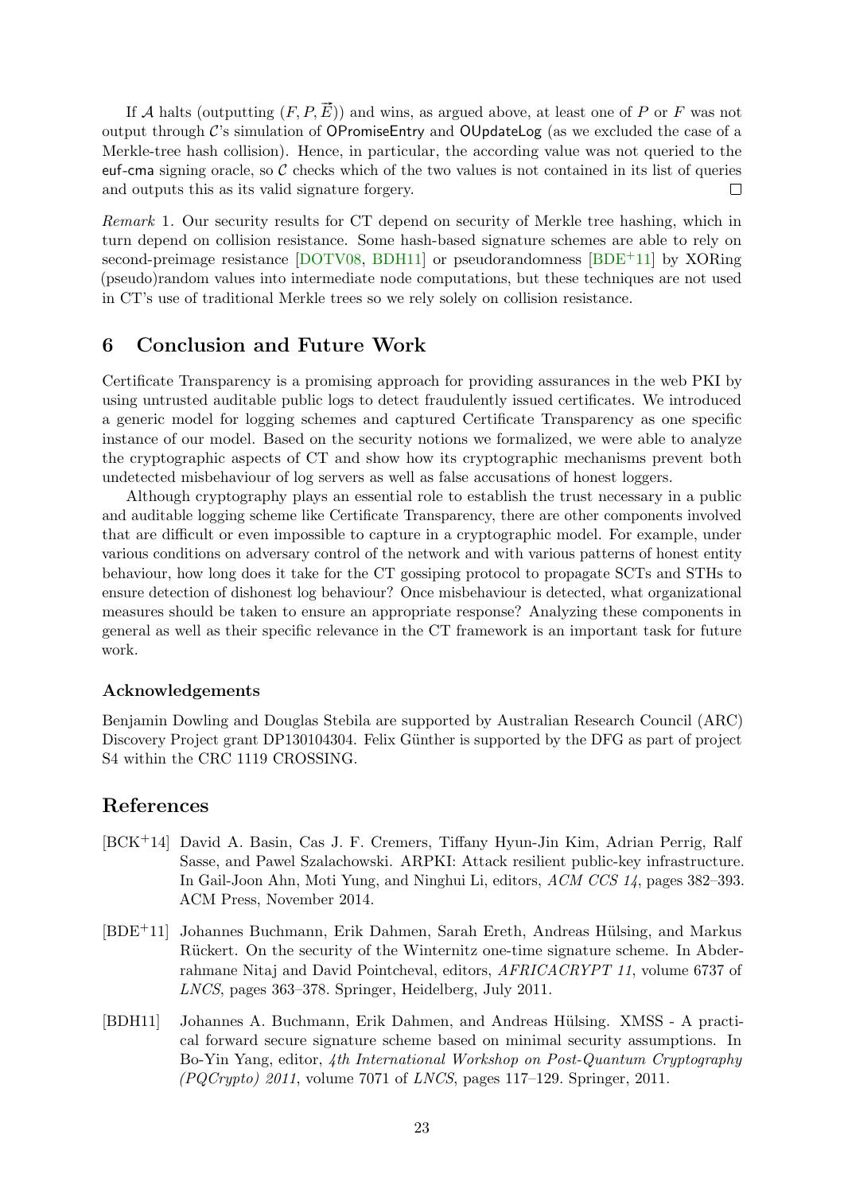If $\mathcal{A}$ halts (outputting $(F, P, \vec{E})$) and wins, as argued above, at least one of $P$ or $F$ was not output through $\mathcal{C}$'s simulation of $\mathsf{OPromiseEntry}$ and $\mathsf{OUpdateLog}$ (as we excluded the case of a Merkle-tree hash collision). Hence, in particular, the according value was not queried to the $\mathsf{euf\text{-}cma}$ signing oracle, so $\mathcal{C}$ checks which of the two values is not contained in its list of queries and outputs this as its valid signature forgery. $\square$

*Remark* 1. Our security results for CT depend on security of Merkle tree hashing, which in turn depend on collision resistance. Some hash-based signature schemes are able to rely on second-preimage resistance [DOTV08, BDH11] or pseudorandomness [BDE+11] by XORing (pseudo)random values into intermediate node computations, but these techniques are not used in CT's use of traditional Merkle trees so we rely solely on collision resistance.

## 6 Conclusion and Future Work

Certificate Transparency is a promising approach for providing assurances in the web PKI by using untrusted auditable public logs to detect fraudulently issued certificates. We introduced a generic model for logging schemes and captured Certificate Transparency as one specific instance of our model. Based on the security notions we formalized, we were able to analyze the cryptographic aspects of CT and show how its cryptographic mechanisms prevent both undetected misbehaviour of log servers as well as false accusations of honest loggers.

Although cryptography plays an essential role to establish the trust necessary in a public and auditable logging scheme like Certificate Transparency, there are other components involved that are difficult or even impossible to capture in a cryptographic model. For example, under various conditions on adversary control of the network and with various patterns of honest entity behaviour, how long does it take for the CT gossiping protocol to propagate SCTs and STHs to ensure detection of dishonest log behaviour? Once misbehaviour is detected, what organizational measures should be taken to ensure an appropriate response? Analyzing these components in general as well as their specific relevance in the CT framework is an important task for future work.

### Acknowledgements

Benjamin Dowling and Douglas Stebila are supported by Australian Research Council (ARC) Discovery Project grant DP130104304. Felix Günther is supported by the DFG as part of project S4 within the CRC 1119 CROSSING.

## References

[BCK+14] David A. Basin, Cas J. F. Cremers, Tiffany Hyun-Jin Kim, Adrian Perrig, Ralf Sasse, and Pawel Szalachowski. ARPKI: Attack resilient public-key infrastructure. In Gail-Joon Ahn, Moti Yung, and Ninghui Li, editors, *ACM CCS 14*, pages 382–393. ACM Press, November 2014.

[BDE+11] Johannes Buchmann, Erik Dahmen, Sarah Ereth, Andreas Hülsing, and Markus Rückert. On the security of the Winternitz one-time signature scheme. In Abderrahmane Nitaj and David Pointcheval, editors, *AFRICACRYPT 11*, volume 6737 of *LNCS*, pages 363–378. Springer, Heidelberg, July 2011.

[BDH11] Johannes A. Buchmann, Erik Dahmen, and Andreas Hülsing. XMSS - A practical forward secure signature scheme based on minimal security assumptions. In Bo-Yin Yang, editor, *4th International Workshop on Post-Quantum Cryptography (PQCrypto) 2011*, volume 7071 of *LNCS*, pages 117–129. Springer, 2011.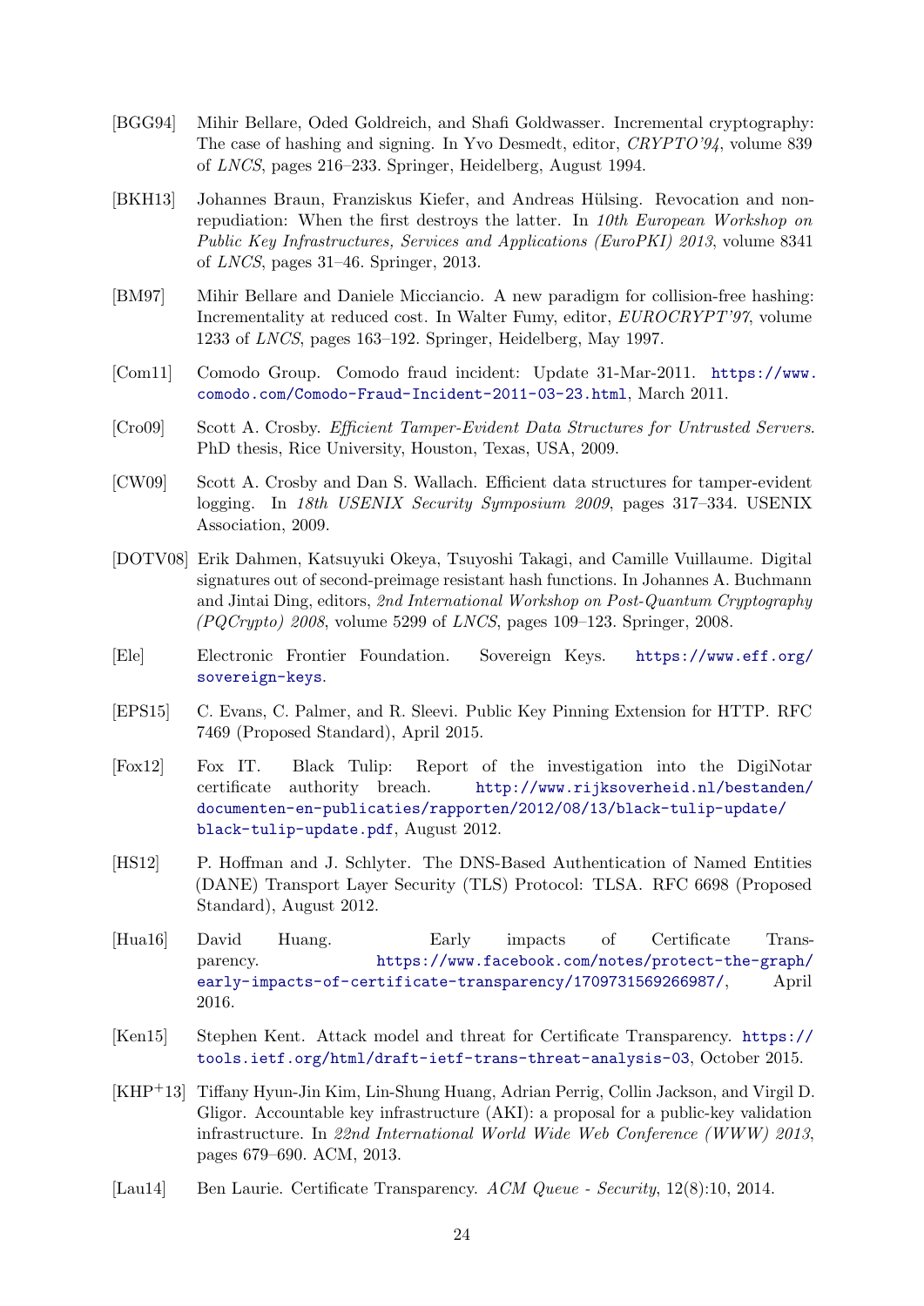[BGG94] Mihir Bellare, Oded Goldreich, and Shafi Goldwasser. Incremental cryptography: The case of hashing and signing. In Yvo Desmedt, editor, *CRYPTO'94*, volume 839 of *LNCS*, pages 216–233. Springer, Heidelberg, August 1994.

[BKH13] Johannes Braun, Franziskus Kiefer, and Andreas Hülsing. Revocation and non-repudiation: When the first destroys the latter. In *10th European Workshop on Public Key Infrastructures, Services and Applications (EuroPKI) 2013*, volume 8341 of *LNCS*, pages 31–46. Springer, 2013.

[BM97] Mihir Bellare and Daniele Micciancio. A new paradigm for collision-free hashing: Incrementality at reduced cost. In Walter Fumy, editor, *EUROCRYPT'97*, volume 1233 of *LNCS*, pages 163–192. Springer, Heidelberg, May 1997.

[Com11] Comodo Group. Comodo fraud incident: Update 31-Mar-2011. https://www.comodo.com/Comodo-Fraud-Incident-2011-03-23.html, March 2011.

[Cro09] Scott A. Crosby. *Efficient Tamper-Evident Data Structures for Untrusted Servers*. PhD thesis, Rice University, Houston, Texas, USA, 2009.

[CW09] Scott A. Crosby and Dan S. Wallach. Efficient data structures for tamper-evident logging. In *18th USENIX Security Symposium 2009*, pages 317–334. USENIX Association, 2009.

[DOTV08] Erik Dahmen, Katsuyuki Okeya, Tsuyoshi Takagi, and Camille Vuillaume. Digital signatures out of second-preimage resistant hash functions. In Johannes A. Buchmann and Jintai Ding, editors, *2nd International Workshop on Post-Quantum Cryptography (PQCrypto) 2008*, volume 5299 of *LNCS*, pages 109–123. Springer, 2008.

[Ele] Electronic Frontier Foundation. Sovereign Keys. https://www.eff.org/sovereign-keys.

[EPS15] C. Evans, C. Palmer, and R. Sleevi. Public Key Pinning Extension for HTTP. RFC 7469 (Proposed Standard), April 2015.

[Fox12] Fox IT. Black Tulip: Report of the investigation into the DigiNotar certificate authority breach. http://www.rijksoverheid.nl/bestanden/documenten-en-publicaties/rapporten/2012/08/13/black-tulip-update/black-tulip-update.pdf, August 2012.

[HS12] P. Hoffman and J. Schlyter. The DNS-Based Authentication of Named Entities (DANE) Transport Layer Security (TLS) Protocol: TLSA. RFC 6698 (Proposed Standard), August 2012.

[Hua16] David Huang. Early impacts of Certificate Transparency. https://www.facebook.com/notes/protect-the-graph/early-impacts-of-certificate-transparency/1709731569266987/, April 2016.

[Ken15] Stephen Kent. Attack model and threat for Certificate Transparency. https://tools.ietf.org/html/draft-ietf-trans-threat-analysis-03, October 2015.

[KHP+13] Tiffany Hyun-Jin Kim, Lin-Shung Huang, Adrian Perrig, Collin Jackson, and Virgil D. Gligor. Accountable key infrastructure (AKI): a proposal for a public-key validation infrastructure. In *22nd International World Wide Web Conference (WWW) 2013*, pages 679–690. ACM, 2013.

[Lau14] Ben Laurie. Certificate Transparency. *ACM Queue - Security*, 12(8):10, 2014.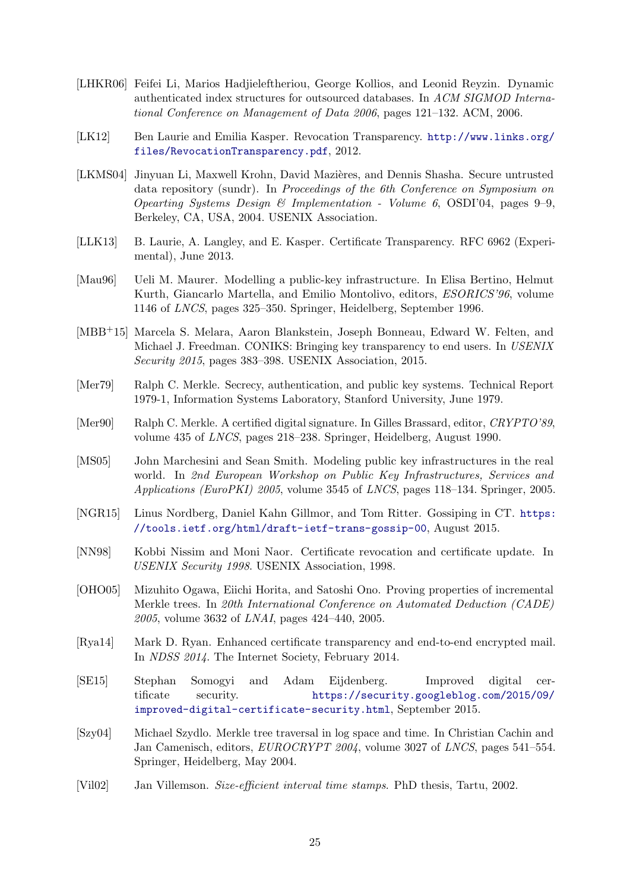[LHKR06] Feifei Li, Marios Hadjieleftheriou, George Kollios, and Leonid Reyzin. Dynamic authenticated index structures for outsourced databases. In *ACM SIGMOD International Conference on Management of Data 2006*, pages 121–132. ACM, 2006.

[LK12] Ben Laurie and Emilia Kasper. Revocation Transparency. http://www.links.org/files/RevocationTransparency.pdf, 2012.

[LKMS04] Jinyuan Li, Maxwell Krohn, David Mazières, and Dennis Shasha. Secure untrusted data repository (sundr). In *Proceedings of the 6th Conference on Symposium on Opearting Systems Design & Implementation - Volume 6*, OSDI'04, pages 9–9, Berkeley, CA, USA, 2004. USENIX Association.

[LLK13] B. Laurie, A. Langley, and E. Kasper. Certificate Transparency. RFC 6962 (Experimental), June 2013.

[Mau96] Ueli M. Maurer. Modelling a public-key infrastructure. In Elisa Bertino, Helmut Kurth, Giancarlo Martella, and Emilio Montolivo, editors, *ESORICS'96*, volume 1146 of *LNCS*, pages 325–350. Springer, Heidelberg, September 1996.

[MBB+15] Marcela S. Melara, Aaron Blankstein, Joseph Bonneau, Edward W. Felten, and Michael J. Freedman. CONIKS: Bringing key transparency to end users. In *USENIX Security 2015*, pages 383–398. USENIX Association, 2015.

[Mer79] Ralph C. Merkle. Secrecy, authentication, and public key systems. Technical Report 1979-1, Information Systems Laboratory, Stanford University, June 1979.

[Mer90] Ralph C. Merkle. A certified digital signature. In Gilles Brassard, editor, *CRYPTO'89*, volume 435 of *LNCS*, pages 218–238. Springer, Heidelberg, August 1990.

[MS05] John Marchesini and Sean Smith. Modeling public key infrastructures in the real world. In *2nd European Workshop on Public Key Infrastructures, Services and Applications (EuroPKI) 2005*, volume 3545 of *LNCS*, pages 118–134. Springer, 2005.

[NGR15] Linus Nordberg, Daniel Kahn Gillmor, and Tom Ritter. Gossiping in CT. https://tools.ietf.org/html/draft-ietf-trans-gossip-00, August 2015.

[NN98] Kobbi Nissim and Moni Naor. Certificate revocation and certificate update. In *USENIX Security 1998*. USENIX Association, 1998.

[OHO05] Mizuhito Ogawa, Eiichi Horita, and Satoshi Ono. Proving properties of incremental Merkle trees. In *20th International Conference on Automated Deduction (CADE) 2005*, volume 3632 of *LNAI*, pages 424–440, 2005.

[Rya14] Mark D. Ryan. Enhanced certificate transparency and end-to-end encrypted mail. In *NDSS 2014*. The Internet Society, February 2014.

[SE15] Stephan Somogyi and Adam Eijdenberg. Improved digital certificate security. https://security.googleblog.com/2015/09/improved-digital-certificate-security.html, September 2015.

[Szy04] Michael Szydlo. Merkle tree traversal in log space and time. In Christian Cachin and Jan Camenisch, editors, *EUROCRYPT 2004*, volume 3027 of *LNCS*, pages 541–554. Springer, Heidelberg, May 2004.

[Vil02] Jan Villemson. *Size-efficient interval time stamps*. PhD thesis, Tartu, 2002.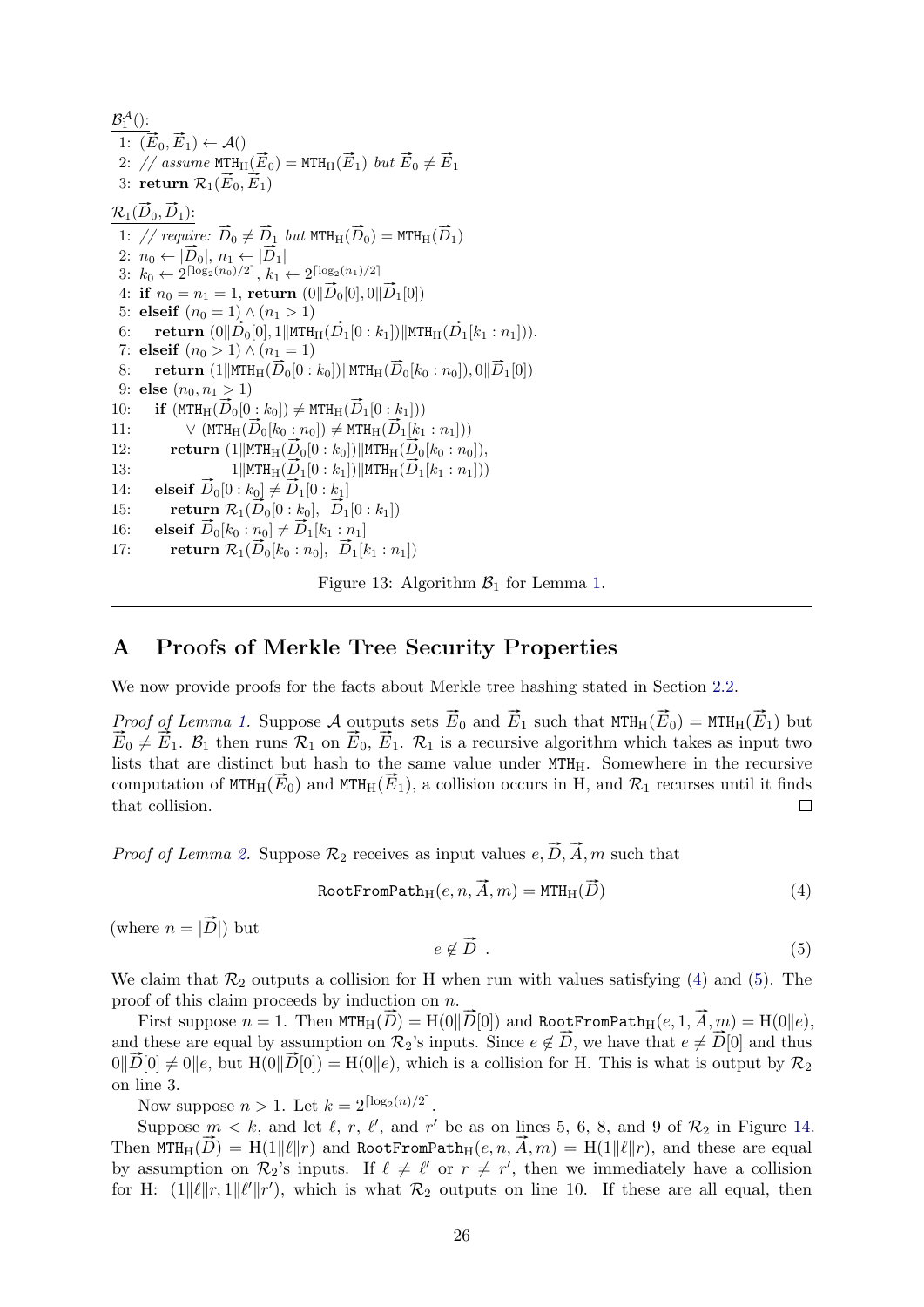$\underline{\mathcal{B}_1^{\mathcal{A}}()}$:

```
 1: (E⃗_0, E⃗_1) ← A()
 2: // assume MTH_H(E⃗_0) = MTH_H(E⃗_1) but E⃗_0 ≠ E⃗_1
 3: return R_1(E⃗_0, E⃗_1)
```

$\underline{\mathcal{R}_1(\vec{D}_0, \vec{D}_1)}$:

```
 1: // require: D⃗_0 ≠ D⃗_1 but MTH_H(D⃗_0) = MTH_H(D⃗_1)
 2: n_0 ← |D⃗_0|, n_1 ← |D⃗_1|
 3: k_0 ← 2^⌈log_2(n_0)/2⌉, k_1 ← 2^⌈log_2(n_1)/2⌉
 4: if n_0 = n_1 = 1, return (0‖D⃗_0[0], 0‖D⃗_1[0])
 5: elseif (n_0 = 1) ∧ (n_1 > 1)
 6:     return (0‖D⃗_0[0], 1‖MTH_H(D⃗_1[0 : k_1])‖MTH_H(D⃗_1[k_1 : n_1])).
 7: elseif (n_0 > 1) ∧ (n_1 = 1)
 8:     return (1‖MTH_H(D⃗_0[0 : k_0])‖MTH_H(D⃗_0[k_0 : n_0]), 0‖D⃗_1[0])
 9: else (n_0, n_1 > 1)
10:     if (MTH_H(D⃗_0[0 : k_0]) ≠ MTH_H(D⃗_1[0 : k_1]))
11:           ∨ (MTH_H(D⃗_0[k_0 : n_0]) ≠ MTH_H(D⃗_1[k_1 : n_1]))
12:         return (1‖MTH_H(D⃗_0[0 : k_0])‖MTH_H(D⃗_0[k_0 : n_0]),
13:                  1‖MTH_H(D⃗_1[0 : k_1])‖MTH_H(D⃗_1[k_1 : n_1]))
14:     elseif D⃗_0[0 : k_0] ≠ D⃗_1[0 : k_1]
15:         return R_1(D⃗_0[0 : k_0], D⃗_1[0 : k_1])
16:     elseif D⃗_0[k_0 : n_0] ≠ D⃗_1[k_1 : n_1]
17:         return R_1(D⃗_0[k_0 : n_0], D⃗_1[k_1 : n_1])
```

Figure 13: Algorithm $\mathcal{B}_1$ for Lemma 1.

## A Proofs of Merkle Tree Security Properties

We now provide proofs for the facts about Merkle tree hashing stated in Section 2.2.

*Proof of Lemma 1.* Suppose $\mathcal{A}$ outputs sets $\vec{E}_0$ and $\vec{E}_1$ such that $\mathtt{MTH}_{\mathrm{H}}(\vec{E}_0) = \mathtt{MTH}_{\mathrm{H}}(\vec{E}_1)$ but $\vec{E}_0 \neq \vec{E}_1$. $\mathcal{B}_1$ then runs $\mathcal{R}_1$ on $\vec{E}_0, \vec{E}_1$. $\mathcal{R}_1$ is a recursive algorithm which takes as input two lists that are distinct but hash to the same value under $\mathtt{MTH}_{\mathrm{H}}$. Somewhere in the recursive computation of $\mathtt{MTH}_{\mathrm{H}}(\vec{E}_0)$ and $\mathtt{MTH}_{\mathrm{H}}(\vec{E}_1)$, a collision occurs in H, and $\mathcal{R}_1$ recurses until it finds that collision. $\square$

*Proof of Lemma 2.* Suppose $\mathcal{R}_2$ receives as input values $e, \vec{D}, \vec{A}, m$ such that

$$\mathtt{RootFromPath}_{\mathrm{H}}(e, n, \vec{A}, m) = \mathtt{MTH}_{\mathrm{H}}(\vec{D}) \tag{4}$$

(where $n = |\vec{D}|$) but

$$e \notin \vec{D} \ . \tag{5}$$

We claim that $\mathcal{R}_2$ outputs a collision for H when run with values satisfying (4) and (5). The proof of this claim proceeds by induction on $n$.

First suppose $n = 1$. Then $\mathtt{MTH}_{\mathrm{H}}(\vec{D}) = \mathrm{H}(0\|\vec{D}[0])$ and $\mathtt{RootFromPath}_{\mathrm{H}}(e, 1, \vec{A}, m) = \mathrm{H}(0\|e)$, and these are equal by assumption on $\mathcal{R}_2$'s inputs. Since $e \notin \vec{D}$, we have that $e \neq \vec{D}[0]$ and thus $0\|\vec{D}[0] \neq 0\|e$, but $\mathrm{H}(0\|\vec{D}[0]) = \mathrm{H}(0\|e)$, which is a collision for H. This is what is output by $\mathcal{R}_2$ on line 3.

Now suppose $n > 1$. Let $k = 2^{\lceil \log_2(n)/2 \rceil}$.

Suppose $m < k$, and let $\ell$, $r$, $\ell'$, and $r'$ be as on lines 5, 6, 8, and 9 of $\mathcal{R}_2$ in Figure 14. Then $\mathtt{MTH}_{\mathrm{H}}(\vec{D}) = \mathrm{H}(1\|\ell\|r)$ and $\mathtt{RootFromPath}_{\mathrm{H}}(e, n, \vec{A}, m) = \mathrm{H}(1\|\ell\|r)$, and these are equal by assumption on $\mathcal{R}_2$'s inputs. If $\ell \neq \ell'$ or $r \neq r'$, then we immediately have a collision for H: $(1\|\ell\|r, 1\|\ell'\|r')$, which is what $\mathcal{R}_2$ outputs on line 10. If these are all equal, then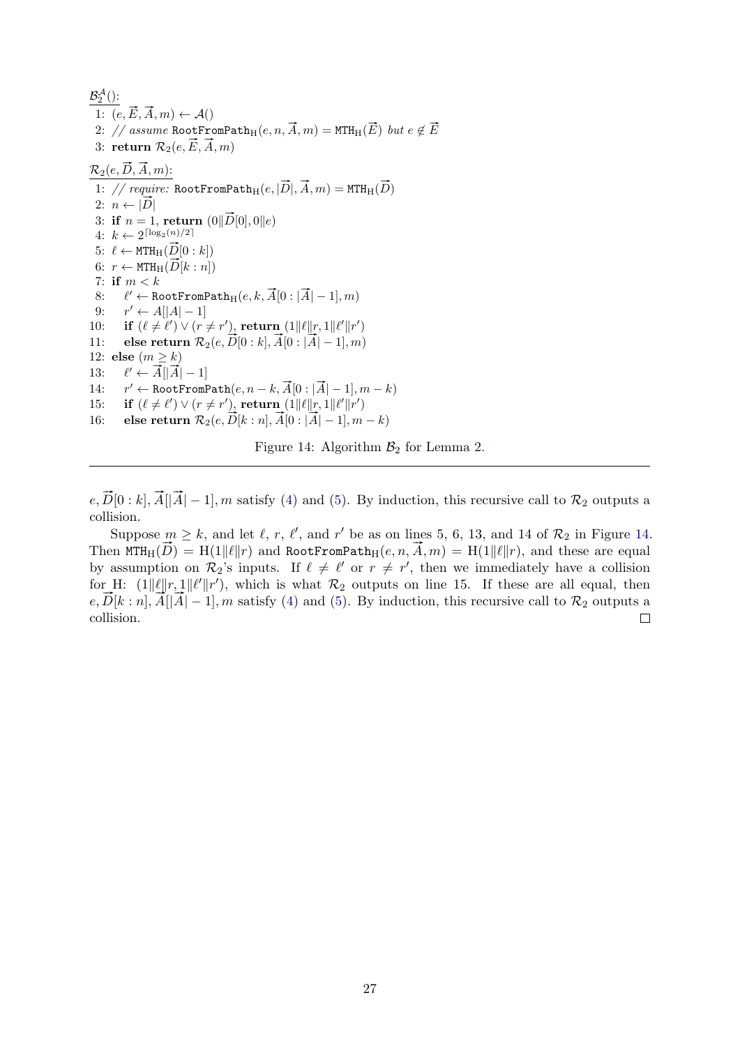$\underline{\mathcal{B}_2^{\mathcal{A}}()}$:

```
1: (e, E⃗, A⃗, m) ← A()
2: // assume RootFromPath_H(e, n, A⃗, m) = MTH_H(E⃗) but e ∉ E⃗
3: return R_2(e, E⃗, A⃗, m)
```

$\underline{\mathcal{R}_2(e, \vec{D}, \vec{A}, m)}$:

```
 1: // require: RootFromPath_H(e, |D⃗|, A⃗, m) = MTH_H(D⃗)
 2: n ← |D⃗|
 3: if n = 1, return (0‖D⃗[0], 0‖e)
 4: k ← 2^⌈log_2(n)/2⌉
 5: ℓ ← MTH_H(D⃗[0 : k])
 6: r ← MTH_H(D⃗[k : n])
 7: if m < k
 8:    ℓ' ← RootFromPath_H(e, k, A⃗[0 : |A⃗| − 1], m)
 9:    r' ← A[|A| − 1]
10:    if (ℓ ≠ ℓ') ∨ (r ≠ r'), return (1‖ℓ‖r, 1‖ℓ'‖r')
11:    else return R_2(e, D⃗[0 : k], A⃗[0 : |A⃗| − 1], m)
12: else (m ≥ k)
13:    ℓ' ← A⃗[|A⃗| − 1]
14:    r' ← RootFromPath(e, n − k, A⃗[0 : |A⃗| − 1], m − k)
15:    if (ℓ ≠ ℓ') ∨ (r ≠ r'), return (1‖ℓ‖r, 1‖ℓ'‖r')
16:    else return R_2(e, D⃗[k : n], A⃗[0 : |A⃗| − 1], m − k)
```

Figure 14: Algorithm $\mathcal{B}_2$ for Lemma 2.

---

$e, \vec{D}[0:k], \vec{A}[|\vec{A}|-1], m$ satisfy (4) and (5). By induction, this recursive call to $\mathcal{R}_2$ outputs a collision.

Suppose $m \geq k$, and let $\ell$, $r$, $\ell'$, and $r'$ be as on lines 5, 6, 13, and 14 of $\mathcal{R}_2$ in Figure 14. Then $\mathtt{MTH}_{\mathrm{H}}(\vec{D}) = \mathrm{H}(1\|\ell\|r)$ and $\mathtt{RootFromPath}_{\mathrm{H}}(e, n, \vec{A}, m) = \mathrm{H}(1\|\ell\|r)$, and these are equal by assumption on $\mathcal{R}_2$'s inputs. If $\ell \neq \ell'$ or $r \neq r'$, then we immediately have a collision for H: $(1\|\ell\|r, 1\|\ell'\|r')$, which is what $\mathcal{R}_2$ outputs on line 15. If these are all equal, then $e, \vec{D}[k:n], \vec{A}[|\vec{A}|-1], m$ satisfy (4) and (5). By induction, this recursive call to $\mathcal{R}_2$ outputs a collision. □